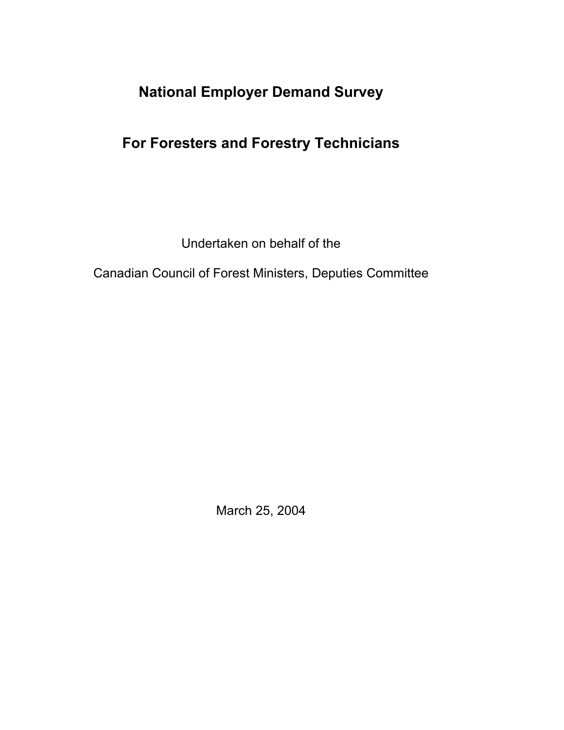# National Employer Demand Survey

# For Foresters and Forestry Technicians

Undertaken on behalf of the

Canadian Council of Forest Ministers, Deputies Committee

March 25, 2004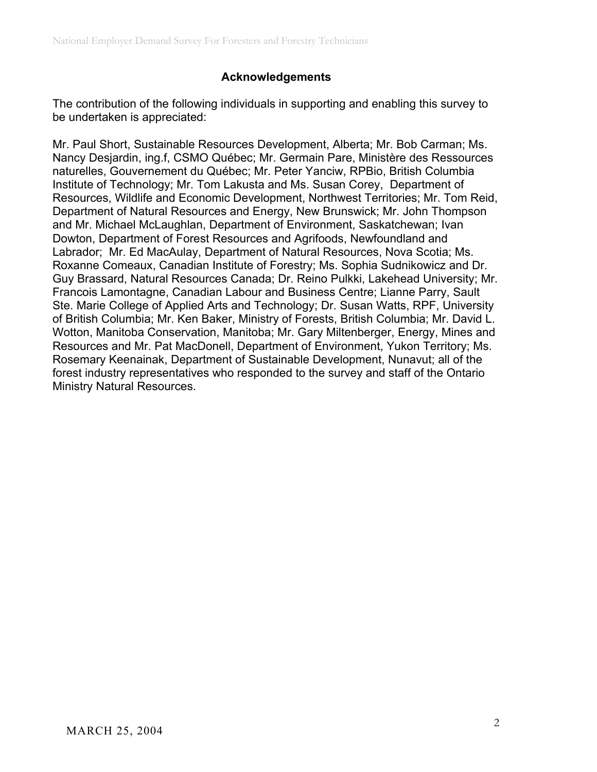## Acknowledgements

The contribution of the following individuals in supporting and enabling this survey to be undertaken is appreciated:

Mr. Paul Short, Sustainable Resources Development, Alberta; Mr. Bob Carman; Ms. Nancy Desjardin, ing.f, CSMO Québec; Mr. Germain Pare, Ministère des Ressources naturelles, Gouvernement du Québec; Mr. Peter Yanciw, RPBio, British Columbia Institute of Technology; Mr. Tom Lakusta and Ms. Susan Corey, Department of Resources, Wildlife and Economic Development, Northwest Territories; Mr. Tom Reid, Department of Natural Resources and Energy, New Brunswick; Mr. John Thompson and Mr. Michael McLaughlan, Department of Environment, Saskatchewan; Ivan Dowton, Department of Forest Resources and Agrifoods, Newfoundland and Labrador; Mr. Ed MacAulay, Department of Natural Resources, Nova Scotia; Ms. Roxanne Comeaux, Canadian Institute of Forestry; Ms. Sophia Sudnikowicz and Dr. Guy Brassard, Natural Resources Canada; Dr. Reino Pulkki, Lakehead University; Mr. Francois Lamontagne, Canadian Labour and Business Centre; Lianne Parry, Sault Ste. Marie College of Applied Arts and Technology; Dr. Susan Watts, RPF, University of British Columbia; Mr. Ken Baker, Ministry of Forests, British Columbia; Mr. David L. Wotton, Manitoba Conservation, Manitoba; Mr. Gary Miltenberger, Energy, Mines and Resources and Mr. Pat MacDonell, Department of Environment, Yukon Territory; Ms. Rosemary Keenainak, Department of Sustainable Development, Nunavut; all of the forest industry representatives who responded to the survey and staff of the Ontario Ministry Natural Resources.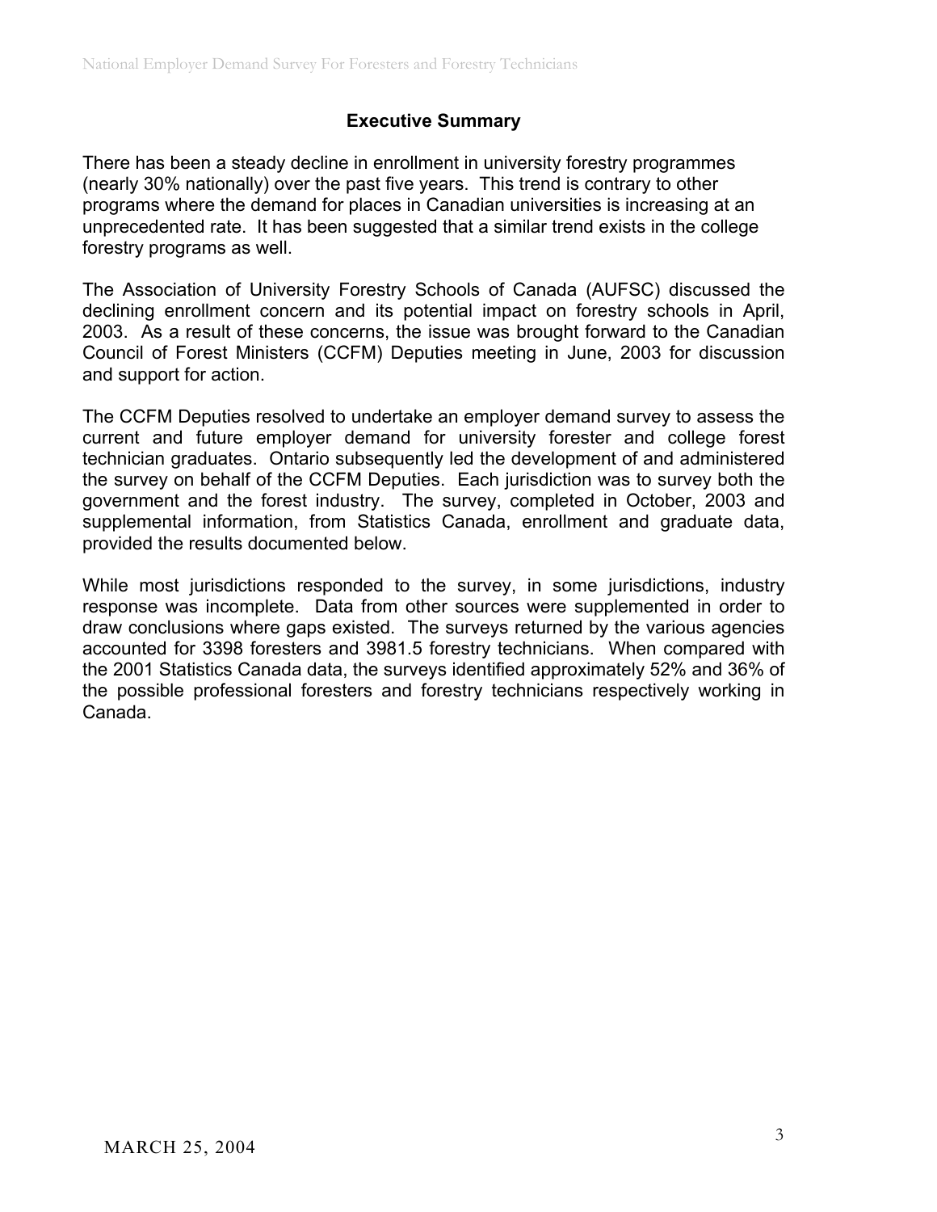## Executive Summary

There has been a steady decline in enrollment in university forestry programmes (nearly 30% nationally) over the past five years. This trend is contrary to other programs where the demand for places in Canadian universities is increasing at an unprecedented rate. It has been suggested that a similar trend exists in the college forestry programs as well.

The Association of University Forestry Schools of Canada (AUFSC) discussed the declining enrollment concern and its potential impact on forestry schools in April, 2003. As a result of these concerns, the issue was brought forward to the Canadian Council of Forest Ministers (CCFM) Deputies meeting in June, 2003 for discussion and support for action.

The CCFM Deputies resolved to undertake an employer demand survey to assess the current and future employer demand for university forester and college forest technician graduates. Ontario subsequently led the development of and administered the survey on behalf of the CCFM Deputies. Each jurisdiction was to survey both the government and the forest industry. The survey, completed in October, 2003 and supplemental information, from Statistics Canada, enrollment and graduate data, provided the results documented below.

While most jurisdictions responded to the survey, in some jurisdictions, industry response was incomplete. Data from other sources were supplemented in order to draw conclusions where gaps existed. The surveys returned by the various agencies accounted for 3398 foresters and 3981.5 forestry technicians. When compared with the 2001 Statistics Canada data, the surveys identified approximately 52% and 36% of the possible professional foresters and forestry technicians respectively working in Canada.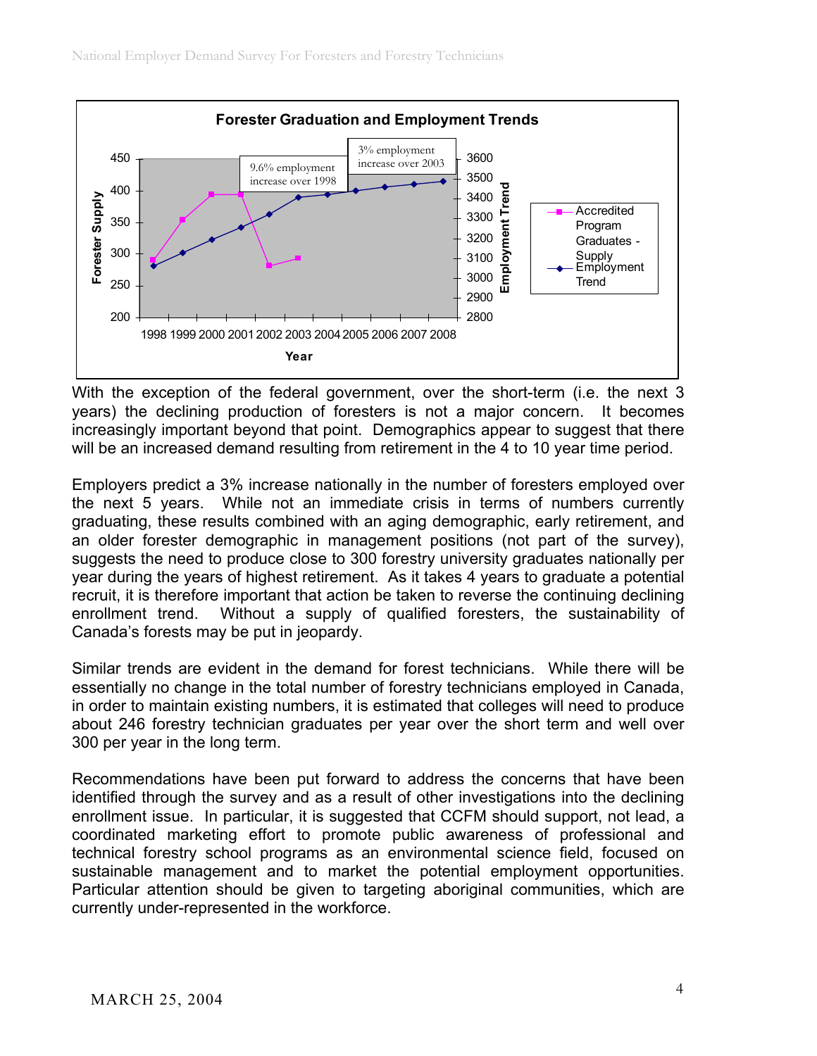**Forester Graduation and Employment Trends**

With the exception of the federal government, over the short-term (i.e. the next 3 years) the declining production of foresters is not a major concern. It becomes increasingly important beyond that point. Demographics appear to suggest that there will be an increased demand resulting from retirement in the 4 to 10 year time period.

Employers predict a 3% increase nationally in the number of foresters employed over the next 5 years. While not an immediate crisis in terms of numbers currently graduating, these results combined with an aging demographic, early retirement, and an older forester demographic in management positions (not part of the survey), suggests the need to produce close to 300 forestry university graduates nationally per year during the years of highest retirement. As it takes 4 years to graduate a potential recruit, it is therefore important that action be taken to reverse the continuing declining enrollment trend. Without a supply of qualified foresters, the sustainability of Canada's forests may be put in jeopardy.

Similar trends are evident in the demand for forest technicians. While there will be essentially no change in the total number of forestry technicians employed in Canada, in order to maintain existing numbers, it is estimated that colleges will need to produce about 246 forestry technician graduates per year over the short term and well over 300 per year in the long term.

Recommendations have been put forward to address the concerns that have been identified through the survey and as a result of other investigations into the declining enrollment issue. In particular, it is suggested that CCFM should support, not lead, a coordinated marketing effort to promote public awareness of professional and technical forestry school programs as an environmental science field, focused on sustainable management and to market the potential employment opportunities. Particular attention should be given to targeting aboriginal communities, which are currently under-represented in the workforce.

MARCH 25, 2004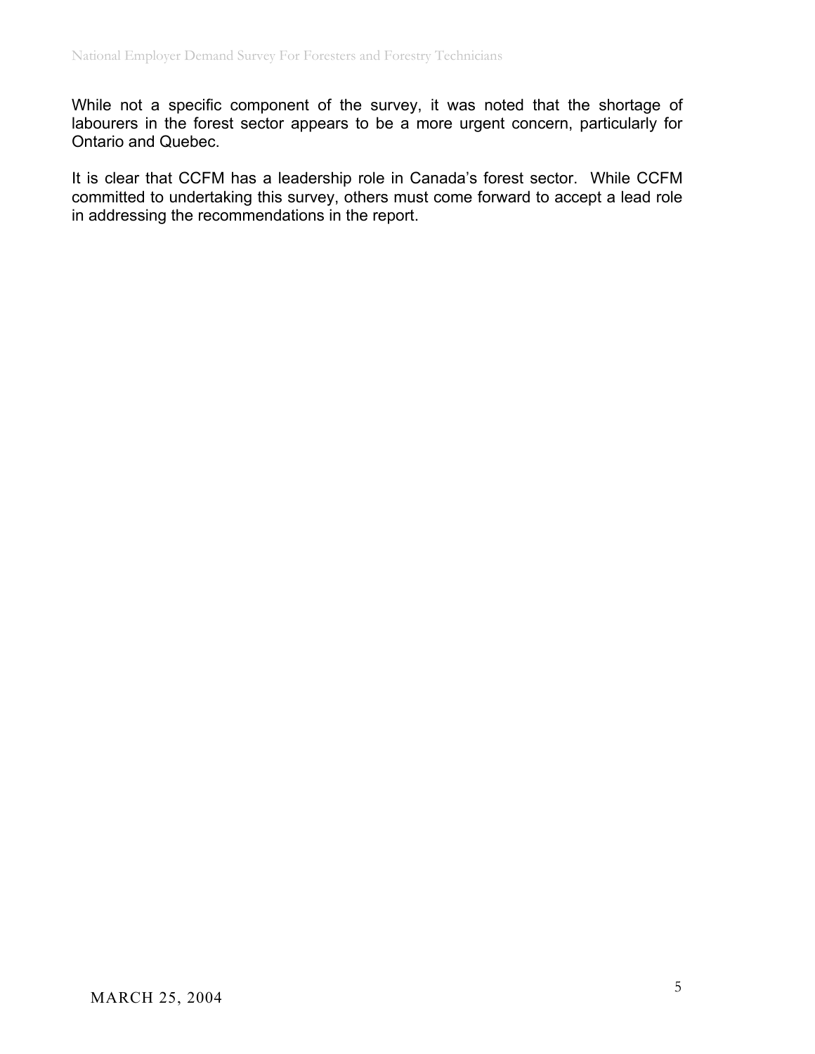While not a specific component of the survey, it was noted that the shortage of labourers in the forest sector appears to be a more urgent concern, particularly for Ontario and Quebec.

It is clear that CCFM has a leadership role in Canada's forest sector. While CCFM committed to undertaking this survey, others must come forward to accept a lead role in addressing the recommendations in the report.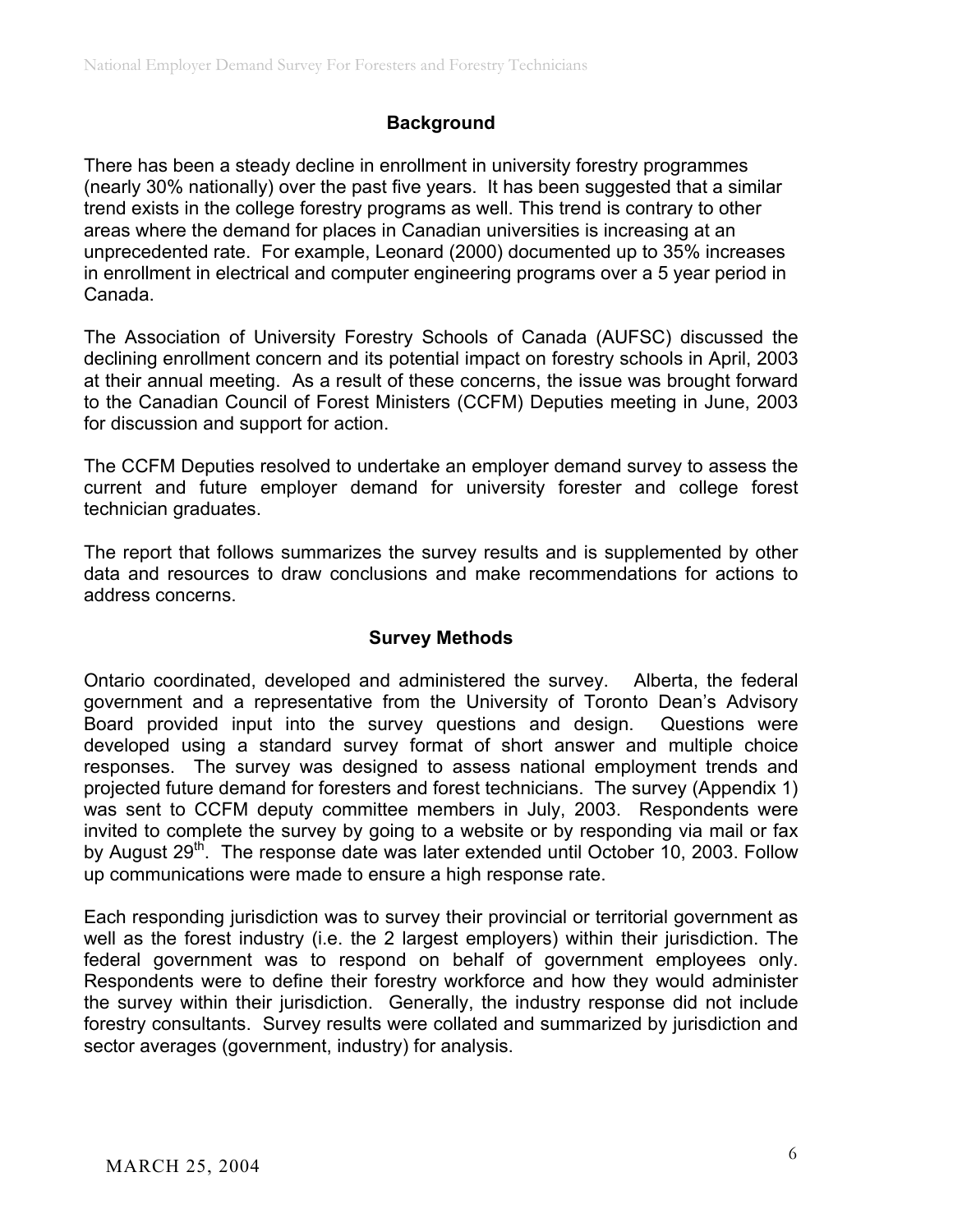## Background

There has been a steady decline in enrollment in university forestry programmes (nearly 30% nationally) over the past five years. It has been suggested that a similar trend exists in the college forestry programs as well. This trend is contrary to other areas where the demand for places in Canadian universities is increasing at an unprecedented rate. For example, Leonard (2000) documented up to 35% increases in enrollment in electrical and computer engineering programs over a 5 year period in Canada.

The Association of University Forestry Schools of Canada (AUFSC) discussed the declining enrollment concern and its potential impact on forestry schools in April, 2003 at their annual meeting. As a result of these concerns, the issue was brought forward to the Canadian Council of Forest Ministers (CCFM) Deputies meeting in June, 2003 for discussion and support for action.

The CCFM Deputies resolved to undertake an employer demand survey to assess the current and future employer demand for university forester and college forest technician graduates.

The report that follows summarizes the survey results and is supplemented by other data and resources to draw conclusions and make recommendations for actions to address concerns.

## Survey Methods

Ontario coordinated, developed and administered the survey. Alberta, the federal government and a representative from the University of Toronto Dean's Advisory Board provided input into the survey questions and design. Questions were developed using a standard survey format of short answer and multiple choice responses. The survey was designed to assess national employment trends and projected future demand for foresters and forest technicians. The survey (Appendix 1) was sent to CCFM deputy committee members in July, 2003. Respondents were invited to complete the survey by going to a website or by responding via mail or fax by August 29th. The response date was later extended until October 10, 2003. Follow up communications were made to ensure a high response rate.

Each responding jurisdiction was to survey their provincial or territorial government as well as the forest industry (i.e. the 2 largest employers) within their jurisdiction. The federal government was to respond on behalf of government employees only. Respondents were to define their forestry workforce and how they would administer the survey within their jurisdiction. Generally, the industry response did not include forestry consultants. Survey results were collated and summarized by jurisdiction and sector averages (government, industry) for analysis.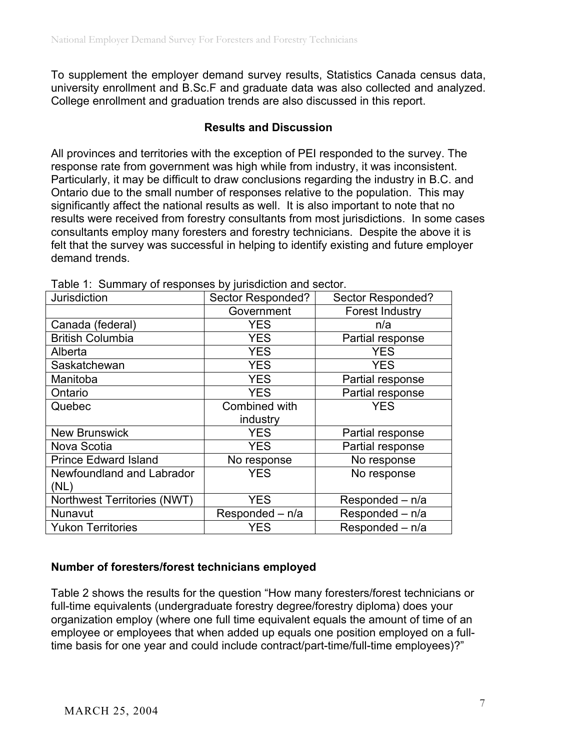To supplement the employer demand survey results, Statistics Canada census data, university enrollment and B.Sc.F and graduate data was also collected and analyzed. College enrollment and graduation trends are also discussed in this report.

## Results and Discussion

All provinces and territories with the exception of PEI responded to the survey. The response rate from government was high while from industry, it was inconsistent. Particularly, it may be difficult to draw conclusions regarding the industry in B.C. and Ontario due to the small number of responses relative to the population. This may significantly affect the national results as well. It is also important to note that no results were received from forestry consultants from most jurisdictions. In some cases consultants employ many foresters and forestry technicians. Despite the above it is felt that the survey was successful in helping to identify existing and future employer demand trends.

Table 1: Summary of responses by jurisdiction and sector.

| Jurisdiction | Sector Responded? | Sector Responded? |
|---|---|---|
| | Government | Forest Industry |
| Canada (federal) | YES | n/a |
| British Columbia | YES | Partial response |
| Alberta | YES | YES |
| Saskatchewan | YES | YES |
| Manitoba | YES | Partial response |
| Ontario | YES | Partial response |
| Quebec | Combined with industry | YES |
| New Brunswick | YES | Partial response |
| Nova Scotia | YES | Partial response |
| Prince Edward Island | No response | No response |
| Newfoundland and Labrador (NL) | YES | No response |
| Northwest Territories (NWT) | YES | Responded – n/a |
| Nunavut | Responded – n/a | Responded – n/a |
| Yukon Territories | YES | Responded – n/a |

### Number of foresters/forest technicians employed

Table 2 shows the results for the question "How many foresters/forest technicians or full-time equivalents (undergraduate forestry degree/forestry diploma) does your organization employ (where one full time equivalent equals the amount of time of an employee or employees that when added up equals one position employed on a full-time basis for one year and could include contract/part-time/full-time employees)?"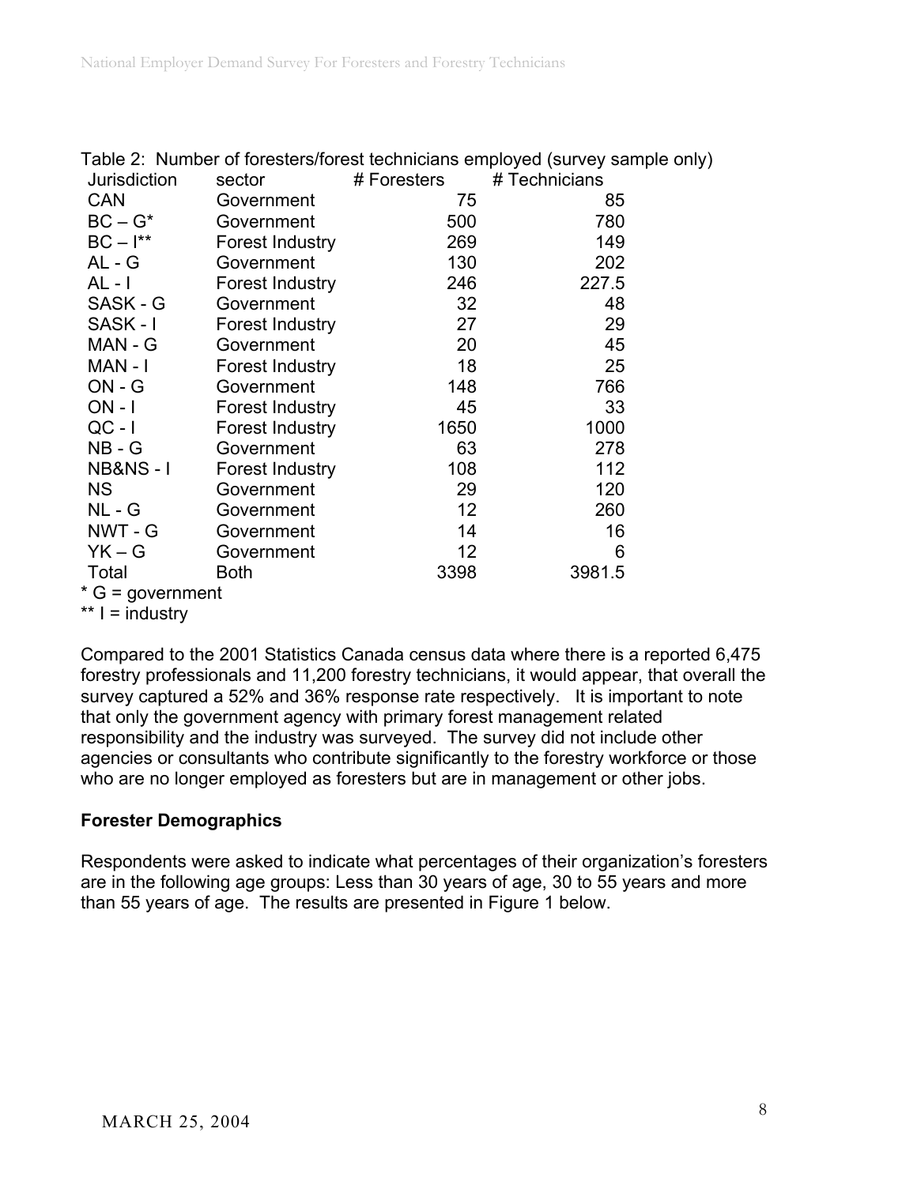Table 2: Number of foresters/forest technicians employed (survey sample only)

| Jurisdiction | sector | # Foresters | # Technicians |
|---|---|---|---|
| CAN | Government | 75 | 85 |
| BC – G* | Government | 500 | 780 |
| BC – I** | Forest Industry | 269 | 149 |
| AL - G | Government | 130 | 202 |
| AL - I | Forest Industry | 246 | 227.5 |
| SASK - G | Government | 32 | 48 |
| SASK - I | Forest Industry | 27 | 29 |
| MAN - G | Government | 20 | 45 |
| MAN - I | Forest Industry | 18 | 25 |
| ON - G | Government | 148 | 766 |
| ON - I | Forest Industry | 45 | 33 |
| QC - I | Forest Industry | 1650 | 1000 |
| NB - G | Government | 63 | 278 |
| NB&NS - I | Forest Industry | 108 | 112 |
| NS | Government | 29 | 120 |
| NL - G | Government | 12 | 260 |
| NWT - G | Government | 14 | 16 |
| YK – G | Government | 12 | 6 |
| Total | Both | 3398 | 3981.5 |

* G = government
** I = industry

Compared to the 2001 Statistics Canada census data where there is a reported 6,475 forestry professionals and 11,200 forestry technicians, it would appear, that overall the survey captured a 52% and 36% response rate respectively. It is important to note that only the government agency with primary forest management related responsibility and the industry was surveyed. The survey did not include other agencies or consultants who contribute significantly to the forestry workforce or those who are no longer employed as foresters but are in management or other jobs.

**Forester Demographics**

Respondents were asked to indicate what percentages of their organization's foresters are in the following age groups: Less than 30 years of age, 30 to 55 years and more than 55 years of age. The results are presented in Figure 1 below.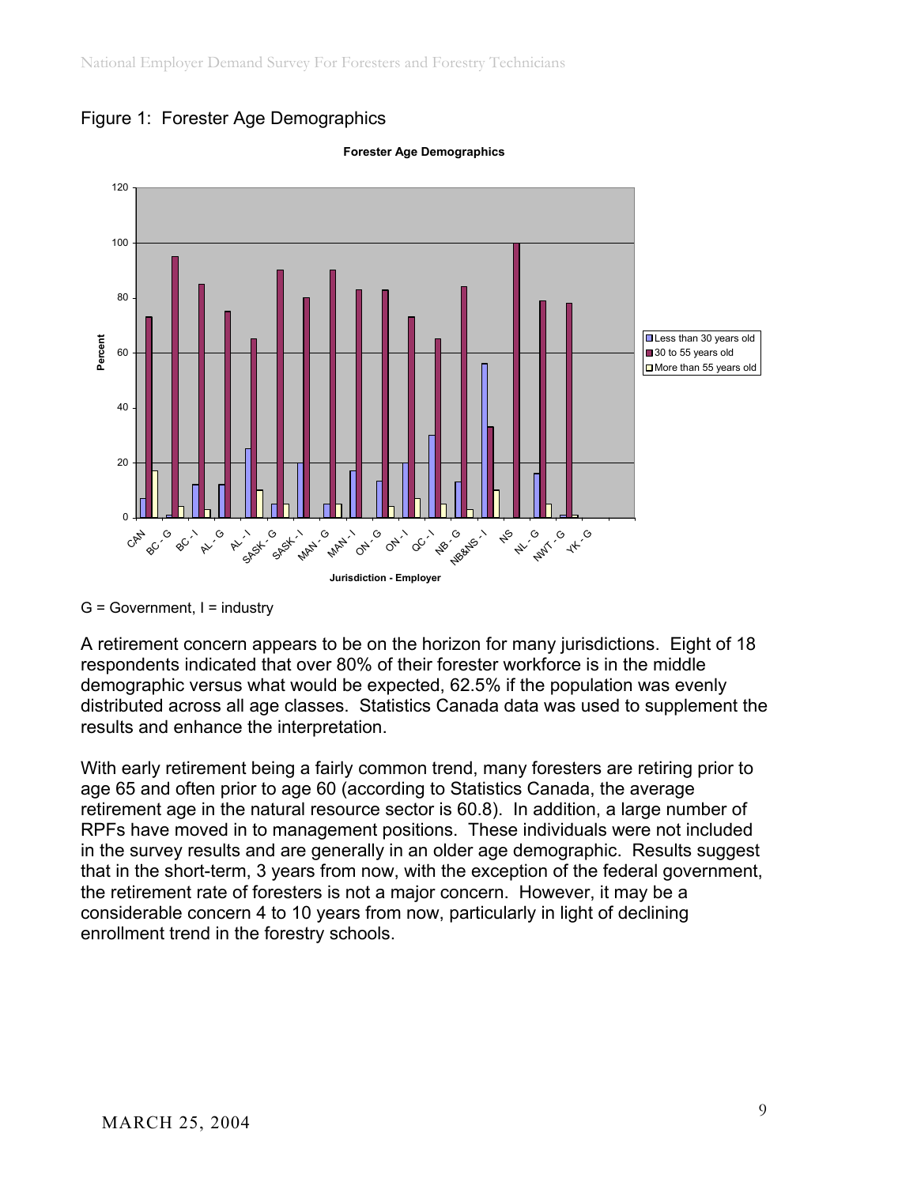Figure 1: Forester Age Demographics

G = Government, I = industry

A retirement concern appears to be on the horizon for many jurisdictions. Eight of 18 respondents indicated that over 80% of their forester workforce is in the middle demographic versus what would be expected, 62.5% if the population was evenly distributed across all age classes. Statistics Canada data was used to supplement the results and enhance the interpretation.

With early retirement being a fairly common trend, many foresters are retiring prior to age 65 and often prior to age 60 (according to Statistics Canada, the average retirement age in the natural resource sector is 60.8). In addition, a large number of RPFs have moved in to management positions. These individuals were not included in the survey results and are generally in an older age demographic. Results suggest that in the short-term, 3 years from now, with the exception of the federal government, the retirement rate of foresters is not a major concern. However, it may be a considerable concern 4 to 10 years from now, particularly in light of declining enrollment trend in the forestry schools.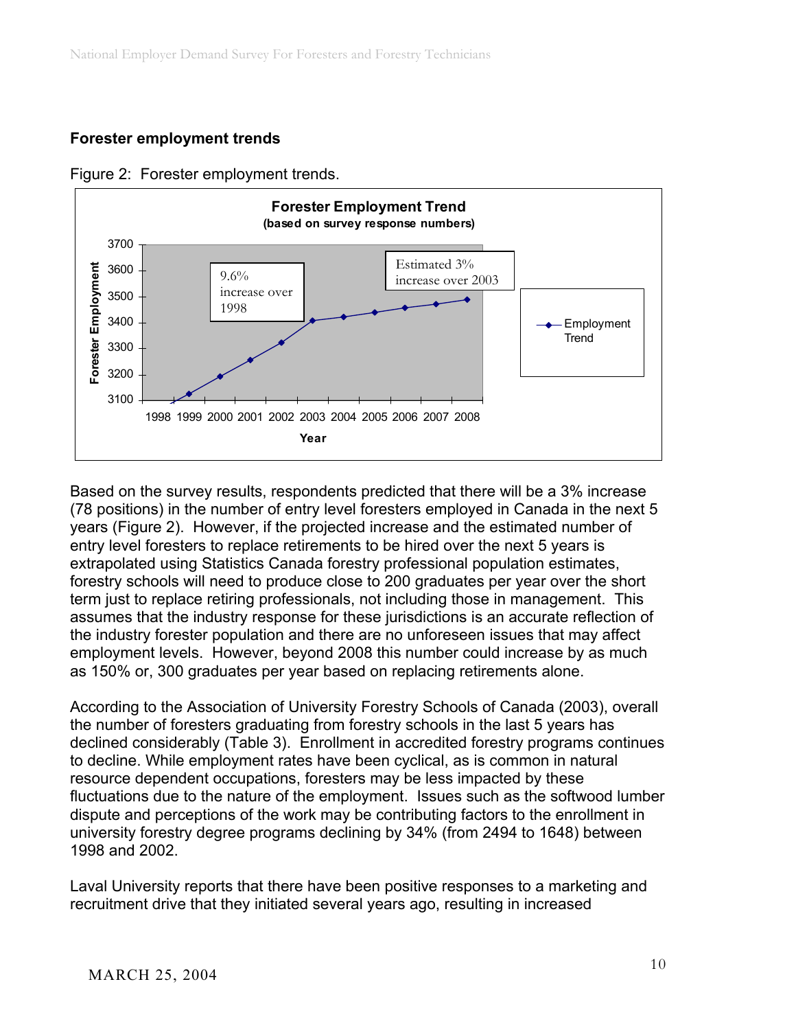### Forester employment trends

Figure 2: Forester employment trends.

Based on the survey results, respondents predicted that there will be a 3% increase (78 positions) in the number of entry level foresters employed in Canada in the next 5 years (Figure 2). However, if the projected increase and the estimated number of entry level foresters to replace retirements to be hired over the next 5 years is extrapolated using Statistics Canada forestry professional population estimates, forestry schools will need to produce close to 200 graduates per year over the short term just to replace retiring professionals, not including those in management. This assumes that the industry response for these jurisdictions is an accurate reflection of the industry forester population and there are no unforeseen issues that may affect employment levels. However, beyond 2008 this number could increase by as much as 150% or, 300 graduates per year based on replacing retirements alone.

According to the Association of University Forestry Schools of Canada (2003), overall the number of foresters graduating from forestry schools in the last 5 years has declined considerably (Table 3). Enrollment in accredited forestry programs continues to decline. While employment rates have been cyclical, as is common in natural resource dependent occupations, foresters may be less impacted by these fluctuations due to the nature of the employment. Issues such as the softwood lumber dispute and perceptions of the work may be contributing factors to the enrollment in university forestry degree programs declining by 34% (from 2494 to 1648) between 1998 and 2002.

Laval University reports that there have been positive responses to a marketing and recruitment drive that they initiated several years ago, resulting in increased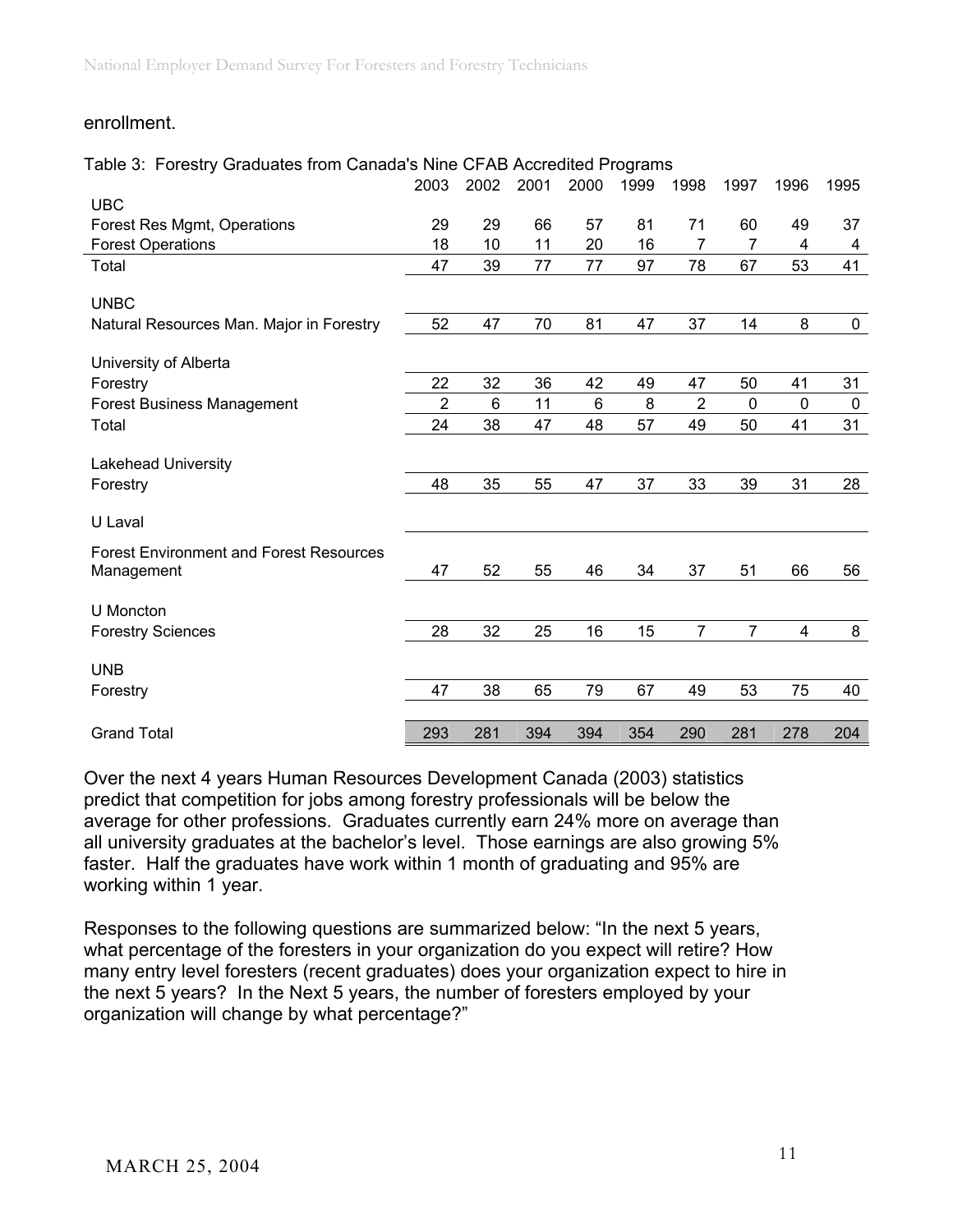enrollment.

Table 3: Forestry Graduates from Canada's Nine CFAB Accredited Programs

| | 2003 | 2002 | 2001 | 2000 | 1999 | 1998 | 1997 | 1996 | 1995 |
|---|---|---|---|---|---|---|---|---|---|
| UBC | | | | | | | | | |
| Forest Res Mgmt, Operations | 29 | 29 | 66 | 57 | 81 | 71 | 60 | 49 | 37 |
| Forest Operations | 18 | 10 | 11 | 20 | 16 | 7 | 7 | 4 | 4 |
| Total | 47 | 39 | 77 | 77 | 97 | 78 | 67 | 53 | 41 |
| UNBC | | | | | | | | | |
| Natural Resources Man. Major in Forestry | 52 | 47 | 70 | 81 | 47 | 37 | 14 | 8 | 0 |
| University of Alberta | | | | | | | | | |
| Forestry | 22 | 32 | 36 | 42 | 49 | 47 | 50 | 41 | 31 |
| Forest Business Management | 2 | 6 | 11 | 6 | 8 | 2 | 0 | 0 | 0 |
| Total | 24 | 38 | 47 | 48 | 57 | 49 | 50 | 41 | 31 |
| Lakehead University | | | | | | | | | |
| Forestry | 48 | 35 | 55 | 47 | 37 | 33 | 39 | 31 | 28 |
| U Laval | | | | | | | | | |
| Forest Environment and Forest Resources Management | 47 | 52 | 55 | 46 | 34 | 37 | 51 | 66 | 56 |
| U Moncton | | | | | | | | | |
| Forestry Sciences | 28 | 32 | 25 | 16 | 15 | 7 | 7 | 4 | 8 |
| UNB | | | | | | | | | |
| Forestry | 47 | 38 | 65 | 79 | 67 | 49 | 53 | 75 | 40 |
| Grand Total | 293 | 281 | 394 | 394 | 354 | 290 | 281 | 278 | 204 |

Over the next 4 years Human Resources Development Canada (2003) statistics predict that competition for jobs among forestry professionals will be below the average for other professions. Graduates currently earn 24% more on average than all university graduates at the bachelor's level. Those earnings are also growing 5% faster. Half the graduates have work within 1 month of graduating and 95% are working within 1 year.

Responses to the following questions are summarized below: "In the next 5 years, what percentage of the foresters in your organization do you expect will retire? How many entry level foresters (recent graduates) does your organization expect to hire in the next 5 years? In the Next 5 years, the number of foresters employed by your organization will change by what percentage?"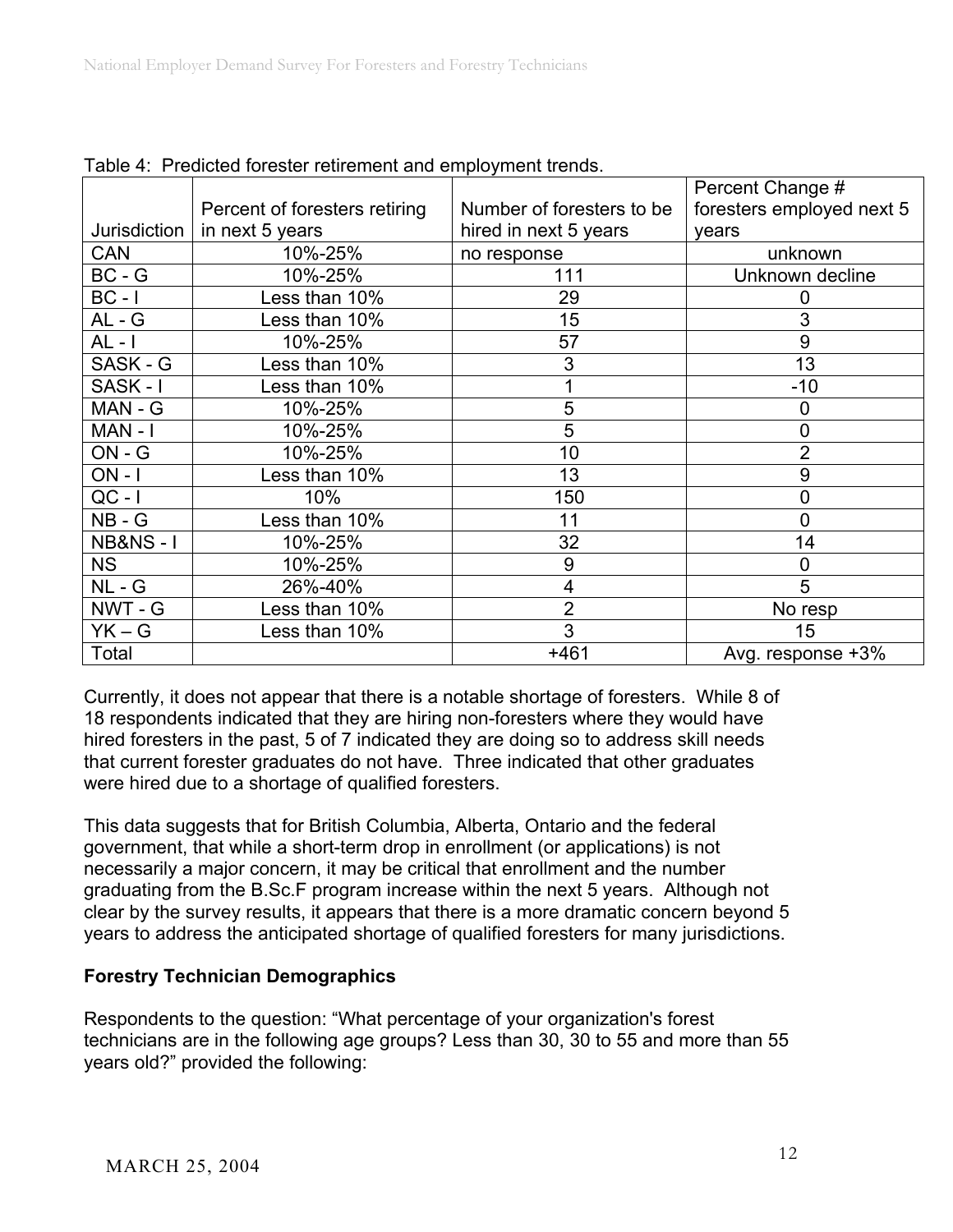Table 4: Predicted forester retirement and employment trends.

| Jurisdiction | Percent of foresters retiring in next 5 years | Number of foresters to be hired in next 5 years | Percent Change # foresters employed next 5 years |
|---|---|---|---|
| CAN | 10%-25% | no response | unknown |
| BC - G | 10%-25% | 111 | Unknown decline |
| BC - I | Less than 10% | 29 | 0 |
| AL - G | Less than 10% | 15 | 3 |
| AL - I | 10%-25% | 57 | 9 |
| SASK - G | Less than 10% | 3 | 13 |
| SASK - I | Less than 10% | 1 | -10 |
| MAN - G | 10%-25% | 5 | 0 |
| MAN - I | 10%-25% | 5 | 0 |
| ON - G | 10%-25% | 10 | 2 |
| ON - I | Less than 10% | 13 | 9 |
| QC - I | 10% | 150 | 0 |
| NB - G | Less than 10% | 11 | 0 |
| NB&NS - I | 10%-25% | 32 | 14 |
| NS | 10%-25% | 9 | 0 |
| NL - G | 26%-40% | 4 | 5 |
| NWT - G | Less than 10% | 2 | No resp |
| YK – G | Less than 10% | 3 | 15 |
| Total | | +461 | Avg. response +3% |

Currently, it does not appear that there is a notable shortage of foresters. While 8 of 18 respondents indicated that they are hiring non-foresters where they would have hired foresters in the past, 5 of 7 indicated they are doing so to address skill needs that current forester graduates do not have. Three indicated that other graduates were hired due to a shortage of qualified foresters.

This data suggests that for British Columbia, Alberta, Ontario and the federal government, that while a short-term drop in enrollment (or applications) is not necessarily a major concern, it may be critical that enrollment and the number graduating from the B.Sc.F program increase within the next 5 years. Although not clear by the survey results, it appears that there is a more dramatic concern beyond 5 years to address the anticipated shortage of qualified foresters for many jurisdictions.

**Forestry Technician Demographics**

Respondents to the question: "What percentage of your organization's forest technicians are in the following age groups? Less than 30, 30 to 55 and more than 55 years old?" provided the following: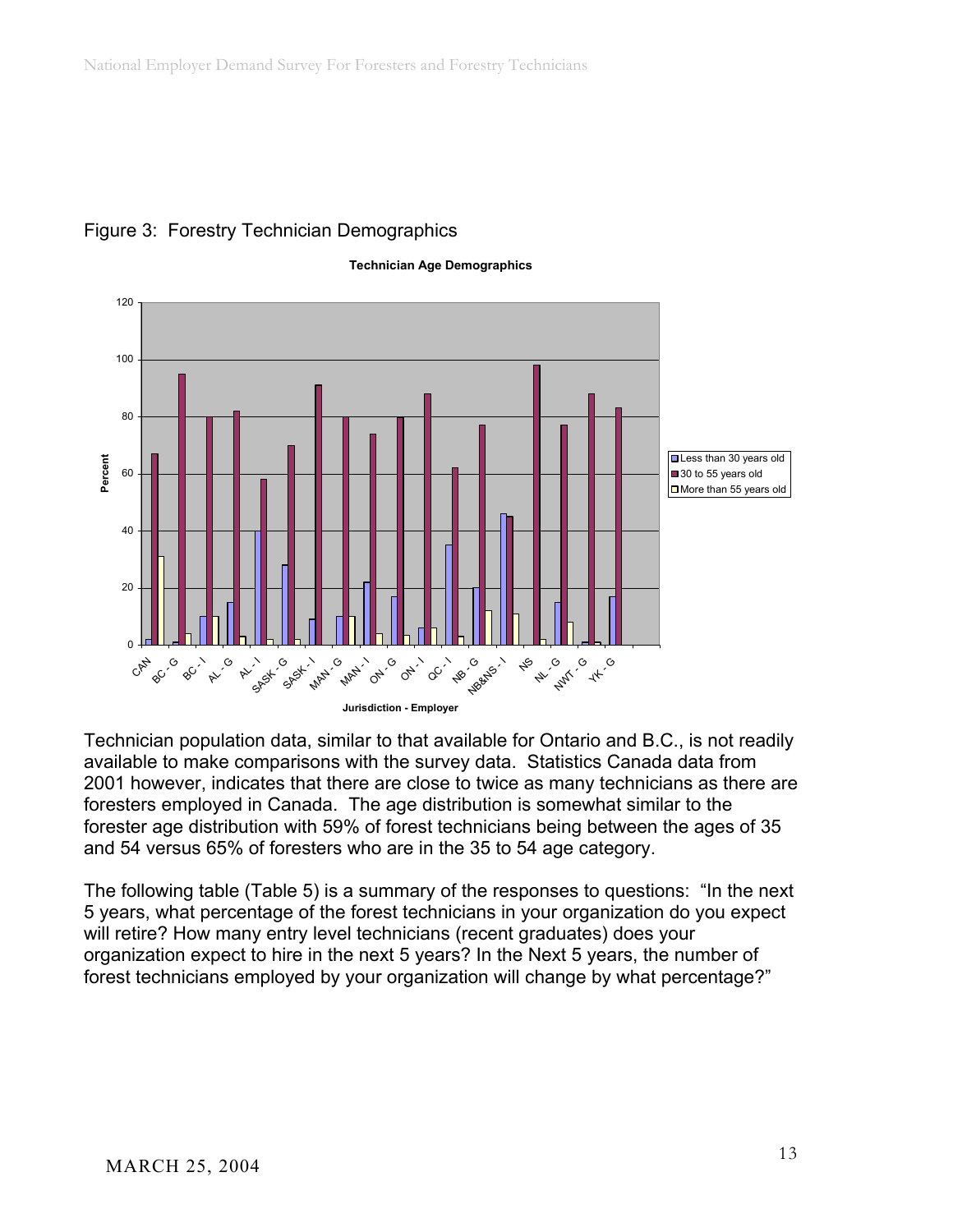Figure 3: Forestry Technician Demographics

Technician population data, similar to that available for Ontario and B.C., is not readily available to make comparisons with the survey data. Statistics Canada data from 2001 however, indicates that there are close to twice as many technicians as there are foresters employed in Canada. The age distribution is somewhat similar to the forester age distribution with 59% of forest technicians being between the ages of 35 and 54 versus 65% of foresters who are in the 35 to 54 age category.

The following table (Table 5) is a summary of the responses to questions: "In the next 5 years, what percentage of the forest technicians in your organization do you expect will retire? How many entry level technicians (recent graduates) does your organization expect to hire in the next 5 years? In the Next 5 years, the number of forest technicians employed by your organization will change by what percentage?"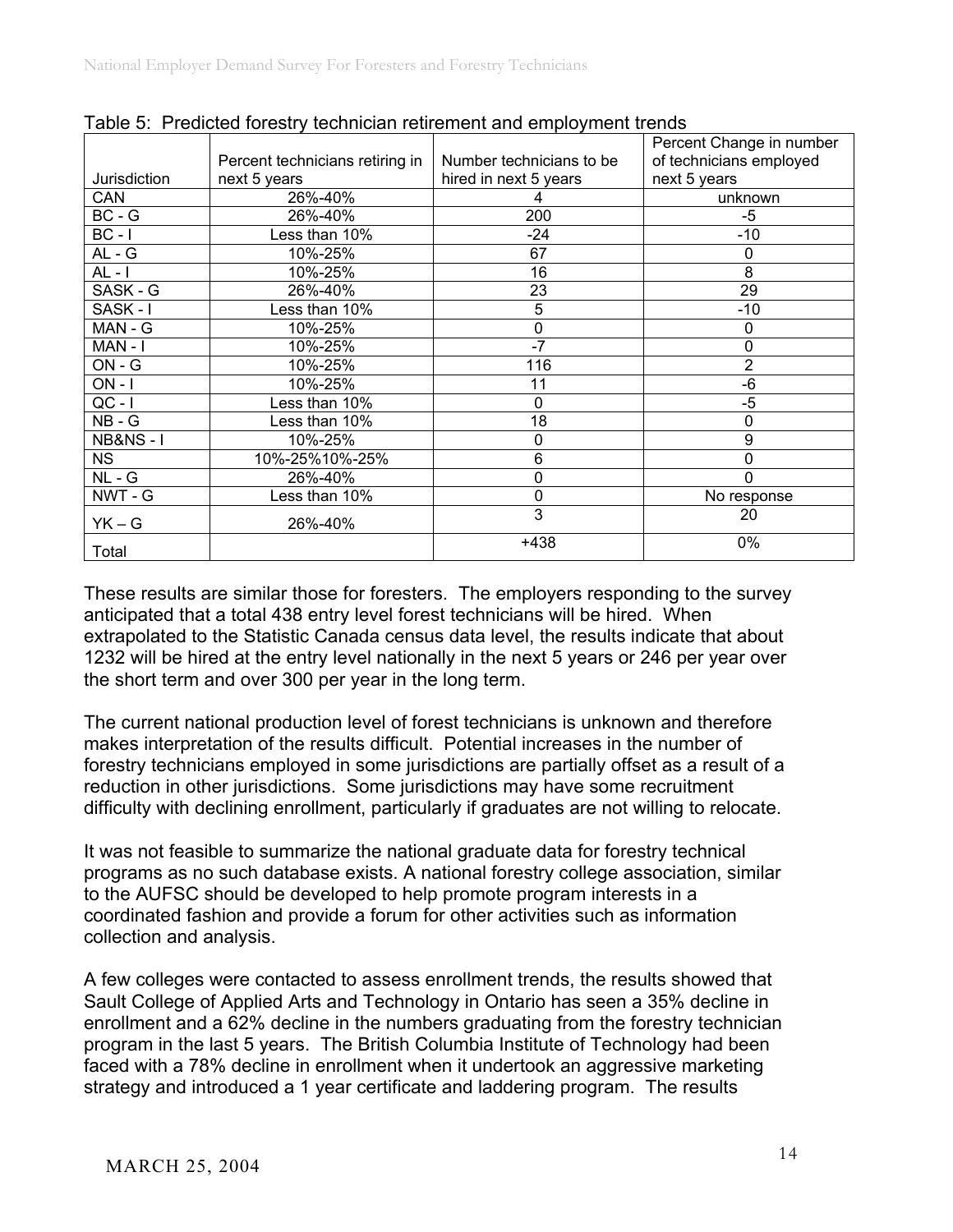Table 5: Predicted forestry technician retirement and employment trends

| Jurisdiction | Percent technicians retiring in next 5 years | Number technicians to be hired in next 5 years | Percent Change in number of technicians employed next 5 years |
|---|---|---|---|
| CAN | 26%-40% | 4 | unknown |
| BC - G | 26%-40% | 200 | -5 |
| BC - I | Less than 10% | -24 | -10 |
| AL - G | 10%-25% | 67 | 0 |
| AL - I | 10%-25% | 16 | 8 |
| SASK - G | 26%-40% | 23 | 29 |
| SASK - I | Less than 10% | 5 | -10 |
| MAN - G | 10%-25% | 0 | 0 |
| MAN - I | 10%-25% | -7 | 0 |
| ON - G | 10%-25% | 116 | 2 |
| ON - I | 10%-25% | 11 | -6 |
| QC - I | Less than 10% | 0 | -5 |
| NB - G | Less than 10% | 18 | 0 |
| NB&NS - I | 10%-25% | 0 | 9 |
| NS | 10%-25%10%-25% | 6 | 0 |
| NL - G | 26%-40% | 0 | 0 |
| NWT - G | Less than 10% | 0 | No response |
| YK – G | 26%-40% | 3 | 20 |
| Total | | +438 | 0% |

These results are similar those for foresters. The employers responding to the survey anticipated that a total 438 entry level forest technicians will be hired. When extrapolated to the Statistic Canada census data level, the results indicate that about 1232 will be hired at the entry level nationally in the next 5 years or 246 per year over the short term and over 300 per year in the long term.

The current national production level of forest technicians is unknown and therefore makes interpretation of the results difficult. Potential increases in the number of forestry technicians employed in some jurisdictions are partially offset as a result of a reduction in other jurisdictions. Some jurisdictions may have some recruitment difficulty with declining enrollment, particularly if graduates are not willing to relocate.

It was not feasible to summarize the national graduate data for forestry technical programs as no such database exists. A national forestry college association, similar to the AUFSC should be developed to help promote program interests in a coordinated fashion and provide a forum for other activities such as information collection and analysis.

A few colleges were contacted to assess enrollment trends, the results showed that Sault College of Applied Arts and Technology in Ontario has seen a 35% decline in enrollment and a 62% decline in the numbers graduating from the forestry technician program in the last 5 years. The British Columbia Institute of Technology had been faced with a 78% decline in enrollment when it undertook an aggressive marketing strategy and introduced a 1 year certificate and laddering program. The results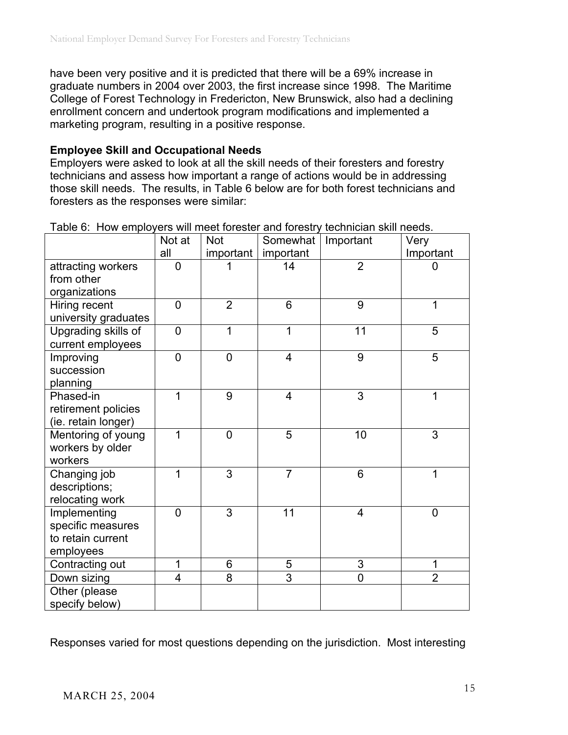have been very positive and it is predicted that there will be a 69% increase in graduate numbers in 2004 over 2003, the first increase since 1998. The Maritime College of Forest Technology in Fredericton, New Brunswick, also had a declining enrollment concern and undertook program modifications and implemented a marketing program, resulting in a positive response.

**Employee Skill and Occupational Needs**

Employers were asked to look at all the skill needs of their foresters and forestry technicians and assess how important a range of actions would be in addressing those skill needs. The results, in Table 6 below are for both forest technicians and foresters as the responses were similar:

Table 6: How employers will meet forester and forestry technician skill needs.

| | Not at all | Not important | Somewhat important | Important | Very Important |
|---|---|---|---|---|---|
| attracting workers from other organizations | 0 | 1 | 14 | 2 | 0 |
| Hiring recent university graduates | 0 | 2 | 6 | 9 | 1 |
| Upgrading skills of current employees | 0 | 1 | 1 | 11 | 5 |
| Improving succession planning | 0 | 0 | 4 | 9 | 5 |
| Phased-in retirement policies (ie. retain longer) | 1 | 9 | 4 | 3 | 1 |
| Mentoring of young workers by older workers | 1 | 0 | 5 | 10 | 3 |
| Changing job descriptions; relocating work | 1 | 3 | 7 | 6 | 1 |
| Implementing specific measures to retain current employees | 0 | 3 | 11 | 4 | 0 |
| Contracting out | 1 | 6 | 5 | 3 | 1 |
| Down sizing | 4 | 8 | 3 | 0 | 2 |
| Other (please specify below) | | | | | |

Responses varied for most questions depending on the jurisdiction. Most interesting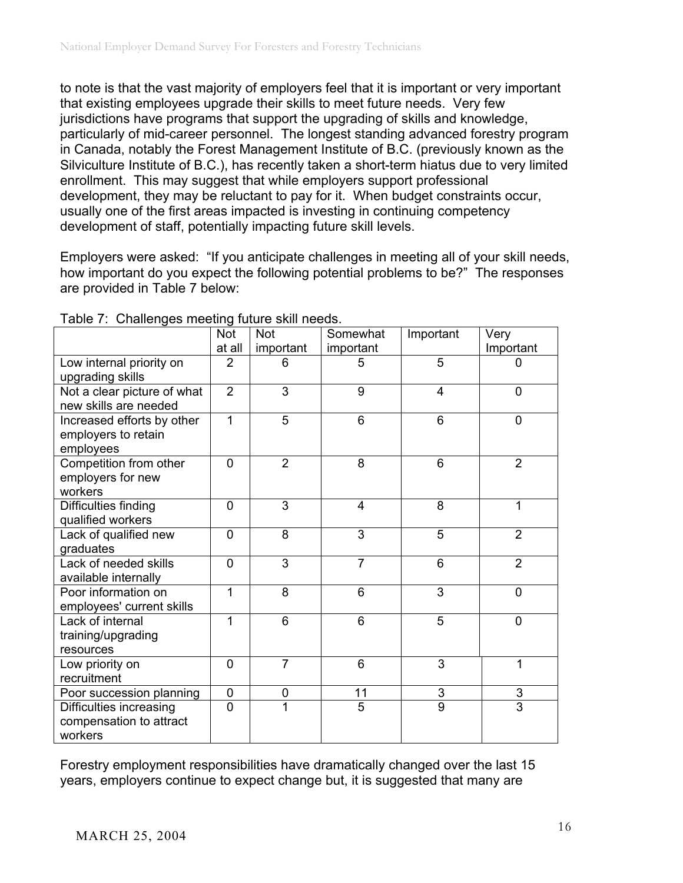to note is that the vast majority of employers feel that it is important or very important that existing employees upgrade their skills to meet future needs. Very few jurisdictions have programs that support the upgrading of skills and knowledge, particularly of mid-career personnel. The longest standing advanced forestry program in Canada, notably the Forest Management Institute of B.C. (previously known as the Silviculture Institute of B.C.), has recently taken a short-term hiatus due to very limited enrollment. This may suggest that while employers support professional development, they may be reluctant to pay for it. When budget constraints occur, usually one of the first areas impacted is investing in continuing competency development of staff, potentially impacting future skill levels.

Employers were asked: "If you anticipate challenges in meeting all of your skill needs, how important do you expect the following potential problems to be?" The responses are provided in Table 7 below:

Table 7: Challenges meeting future skill needs.

| | Not at all | Not important | Somewhat important | Important | Very Important |
|---|---|---|---|---|---|
| Low internal priority on upgrading skills | 2 | 6 | 5 | 5 | 0 |
| Not a clear picture of what new skills are needed | 2 | 3 | 9 | 4 | 0 |
| Increased efforts by other employers to retain employees | 1 | 5 | 6 | 6 | 0 |
| Competition from other employers for new workers | 0 | 2 | 8 | 6 | 2 |
| Difficulties finding qualified workers | 0 | 3 | 4 | 8 | 1 |
| Lack of qualified new graduates | 0 | 8 | 3 | 5 | 2 |
| Lack of needed skills available internally | 0 | 3 | 7 | 6 | 2 |
| Poor information on employees' current skills | 1 | 8 | 6 | 3 | 0 |
| Lack of internal training/upgrading resources | 1 | 6 | 6 | 5 | 0 |
| Low priority on recruitment | 0 | 7 | 6 | 3 | 1 |
| Poor succession planning | 0 | 0 | 11 | 3 | 3 |
| Difficulties increasing compensation to attract workers | 0 | 1 | 5 | 9 | 3 |

Forestry employment responsibilities have dramatically changed over the last 15 years, employers continue to expect change but, it is suggested that many are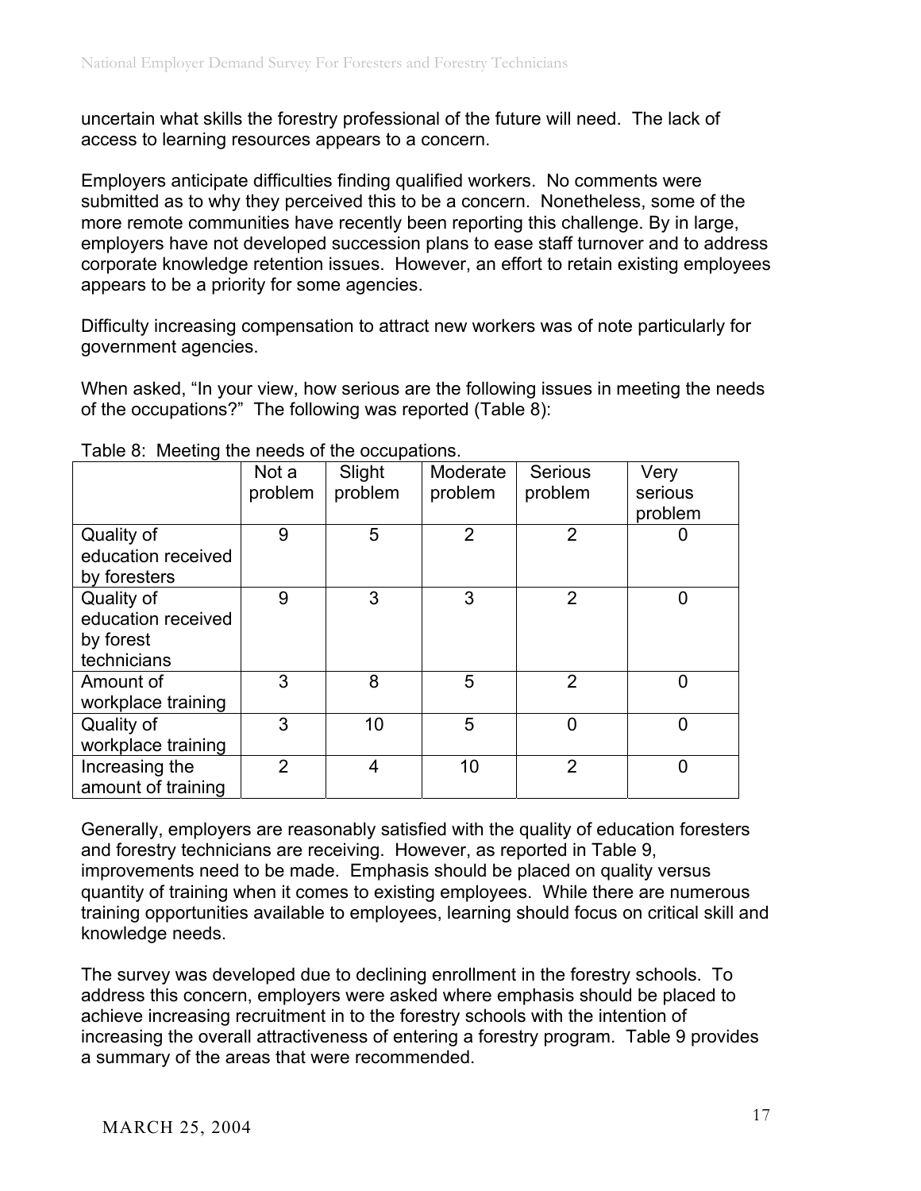uncertain what skills the forestry professional of the future will need. The lack of access to learning resources appears to a concern.

Employers anticipate difficulties finding qualified workers. No comments were submitted as to why they perceived this to be a concern. Nonetheless, some of the more remote communities have recently been reporting this challenge. By in large, employers have not developed succession plans to ease staff turnover and to address corporate knowledge retention issues. However, an effort to retain existing employees appears to be a priority for some agencies.

Difficulty increasing compensation to attract new workers was of note particularly for government agencies.

When asked, "In your view, how serious are the following issues in meeting the needs of the occupations?" The following was reported (Table 8):

Table 8: Meeting the needs of the occupations.

| | Not a problem | Slight problem | Moderate problem | Serious problem | Very serious problem |
|---|---|---|---|---|---|
| Quality of education received by foresters | 9 | 5 | 2 | 2 | 0 |
| Quality of education received by forest technicians | 9 | 3 | 3 | 2 | 0 |
| Amount of workplace training | 3 | 8 | 5 | 2 | 0 |
| Quality of workplace training | 3 | 10 | 5 | 0 | 0 |
| Increasing the amount of training | 2 | 4 | 10 | 2 | 0 |

Generally, employers are reasonably satisfied with the quality of education foresters and forestry technicians are receiving. However, as reported in Table 9, improvements need to be made. Emphasis should be placed on quality versus quantity of training when it comes to existing employees. While there are numerous training opportunities available to employees, learning should focus on critical skill and knowledge needs.

The survey was developed due to declining enrollment in the forestry schools. To address this concern, employers were asked where emphasis should be placed to achieve increasing recruitment in to the forestry schools with the intention of increasing the overall attractiveness of entering a forestry program. Table 9 provides a summary of the areas that were recommended.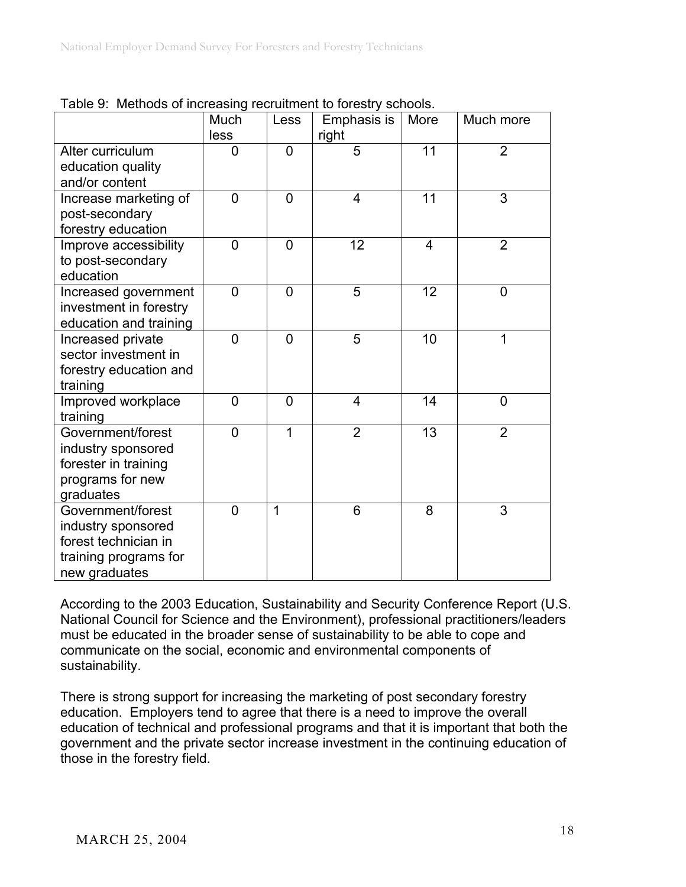Table 9: Methods of increasing recruitment to forestry schools.

| | Much less | Less | Emphasis is right | More | Much more |
|---|---|---|---|---|---|
| Alter curriculum education quality and/or content | 0 | 0 | 5 | 11 | 2 |
| Increase marketing of post-secondary forestry education | 0 | 0 | 4 | 11 | 3 |
| Improve accessibility to post-secondary education | 0 | 0 | 12 | 4 | 2 |
| Increased government investment in forestry education and training | 0 | 0 | 5 | 12 | 0 |
| Increased private sector investment in forestry education and training | 0 | 0 | 5 | 10 | 1 |
| Improved workplace training | 0 | 0 | 4 | 14 | 0 |
| Government/forest industry sponsored forester in training programs for new graduates | 0 | 1 | 2 | 13 | 2 |
| Government/forest industry sponsored forest technician in training programs for new graduates | 0 | 1 | 6 | 8 | 3 |

According to the 2003 Education, Sustainability and Security Conference Report (U.S. National Council for Science and the Environment), professional practitioners/leaders must be educated in the broader sense of sustainability to be able to cope and communicate on the social, economic and environmental components of sustainability.

There is strong support for increasing the marketing of post secondary forestry education. Employers tend to agree that there is a need to improve the overall education of technical and professional programs and that it is important that both the government and the private sector increase investment in the continuing education of those in the forestry field.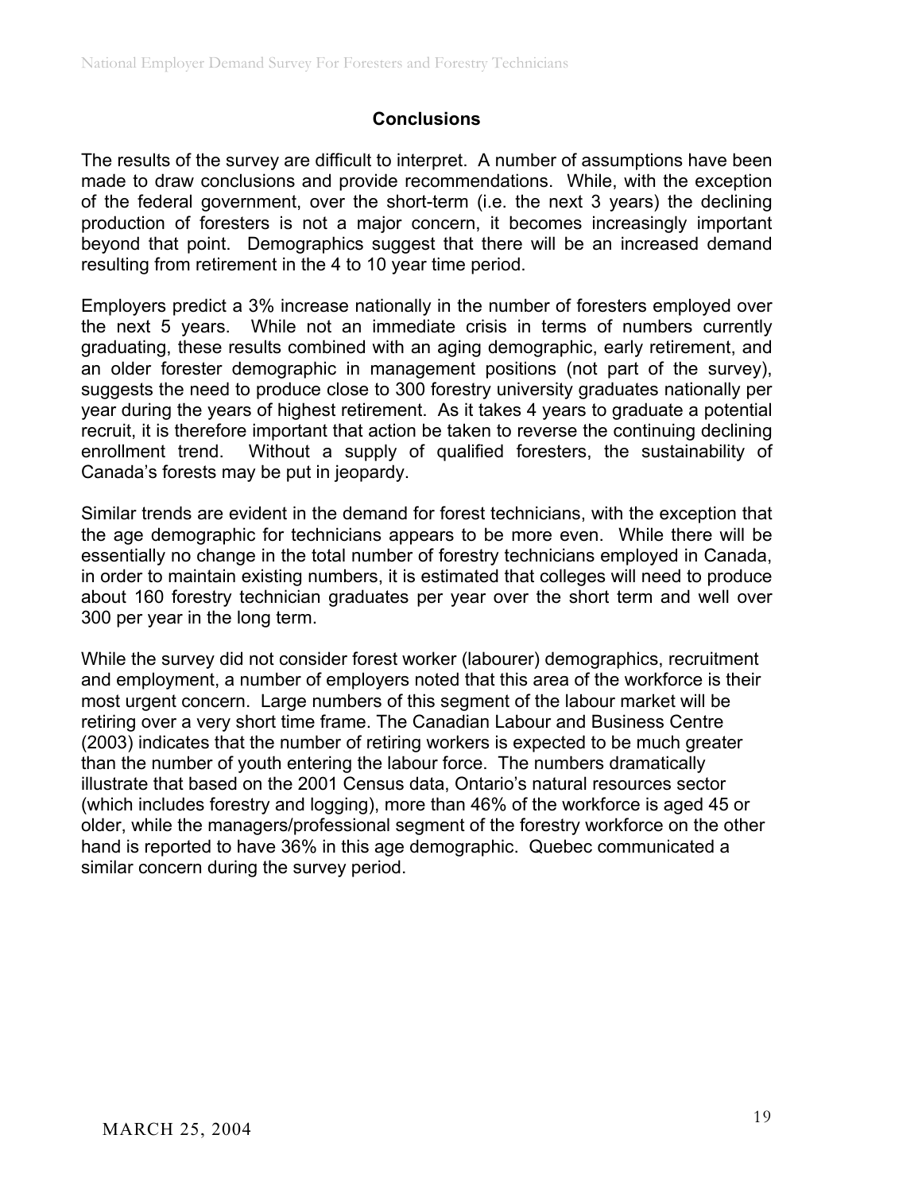## Conclusions

The results of the survey are difficult to interpret. A number of assumptions have been made to draw conclusions and provide recommendations. While, with the exception of the federal government, over the short-term (i.e. the next 3 years) the declining production of foresters is not a major concern, it becomes increasingly important beyond that point. Demographics suggest that there will be an increased demand resulting from retirement in the 4 to 10 year time period.

Employers predict a 3% increase nationally in the number of foresters employed over the next 5 years. While not an immediate crisis in terms of numbers currently graduating, these results combined with an aging demographic, early retirement, and an older forester demographic in management positions (not part of the survey), suggests the need to produce close to 300 forestry university graduates nationally per year during the years of highest retirement. As it takes 4 years to graduate a potential recruit, it is therefore important that action be taken to reverse the continuing declining enrollment trend. Without a supply of qualified foresters, the sustainability of Canada's forests may be put in jeopardy.

Similar trends are evident in the demand for forest technicians, with the exception that the age demographic for technicians appears to be more even. While there will be essentially no change in the total number of forestry technicians employed in Canada, in order to maintain existing numbers, it is estimated that colleges will need to produce about 160 forestry technician graduates per year over the short term and well over 300 per year in the long term.

While the survey did not consider forest worker (labourer) demographics, recruitment and employment, a number of employers noted that this area of the workforce is their most urgent concern. Large numbers of this segment of the labour market will be retiring over a very short time frame. The Canadian Labour and Business Centre (2003) indicates that the number of retiring workers is expected to be much greater than the number of youth entering the labour force. The numbers dramatically illustrate that based on the 2001 Census data, Ontario's natural resources sector (which includes forestry and logging), more than 46% of the workforce is aged 45 or older, while the managers/professional segment of the forestry workforce on the other hand is reported to have 36% in this age demographic. Quebec communicated a similar concern during the survey period.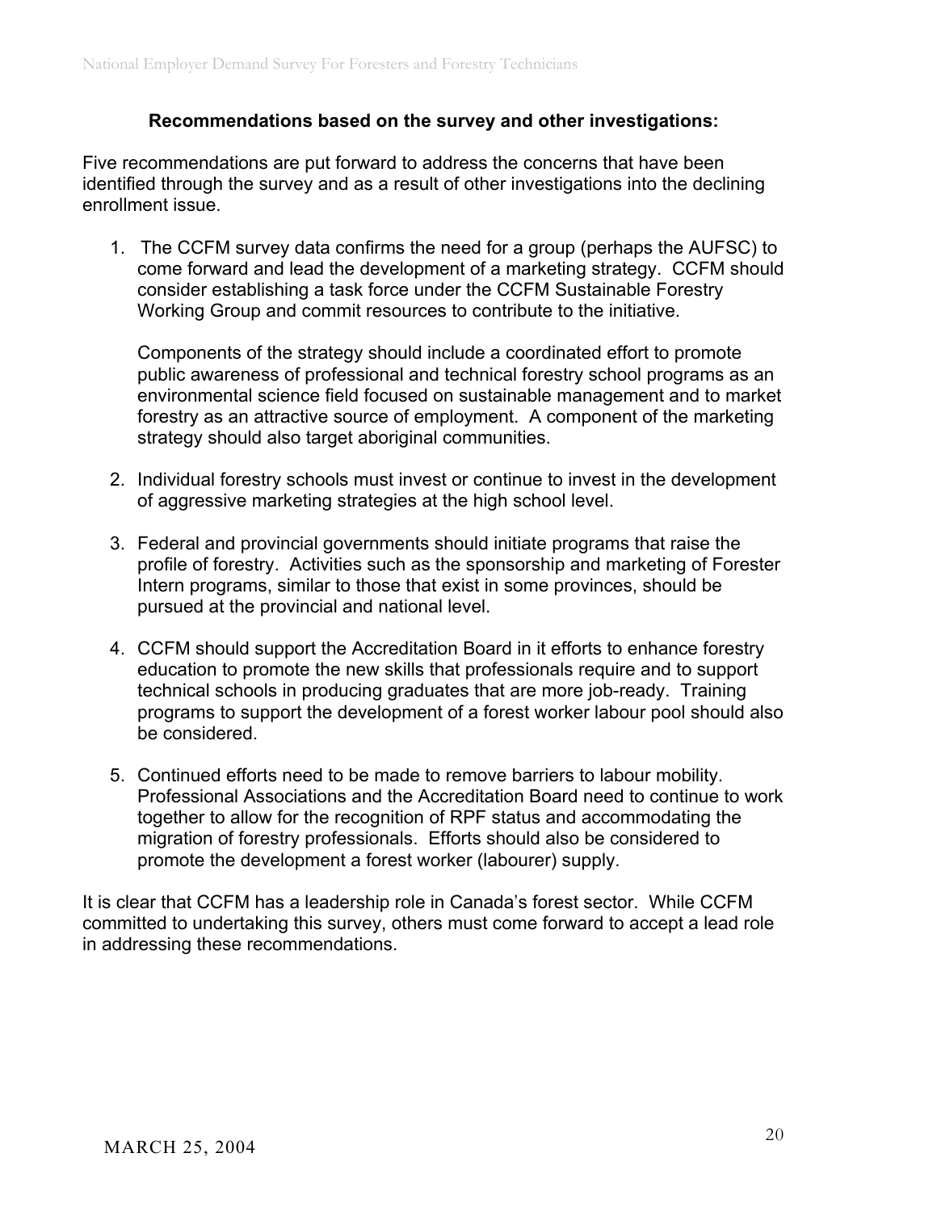### Recommendations based on the survey and other investigations:

Five recommendations are put forward to address the concerns that have been identified through the survey and as a result of other investigations into the declining enrollment issue.

1. The CCFM survey data confirms the need for a group (perhaps the AUFSC) to come forward and lead the development of a marketing strategy. CCFM should consider establishing a task force under the CCFM Sustainable Forestry Working Group and commit resources to contribute to the initiative.

   Components of the strategy should include a coordinated effort to promote public awareness of professional and technical forestry school programs as an environmental science field focused on sustainable management and to market forestry as an attractive source of employment. A component of the marketing strategy should also target aboriginal communities.

2. Individual forestry schools must invest or continue to invest in the development of aggressive marketing strategies at the high school level.

3. Federal and provincial governments should initiate programs that raise the profile of forestry. Activities such as the sponsorship and marketing of Forester Intern programs, similar to those that exist in some provinces, should be pursued at the provincial and national level.

4. CCFM should support the Accreditation Board in it efforts to enhance forestry education to promote the new skills that professionals require and to support technical schools in producing graduates that are more job-ready. Training programs to support the development of a forest worker labour pool should also be considered.

5. Continued efforts need to be made to remove barriers to labour mobility. Professional Associations and the Accreditation Board need to continue to work together to allow for the recognition of RPF status and accommodating the migration of forestry professionals. Efforts should also be considered to promote the development a forest worker (labourer) supply.

It is clear that CCFM has a leadership role in Canada's forest sector. While CCFM committed to undertaking this survey, others must come forward to accept a lead role in addressing these recommendations.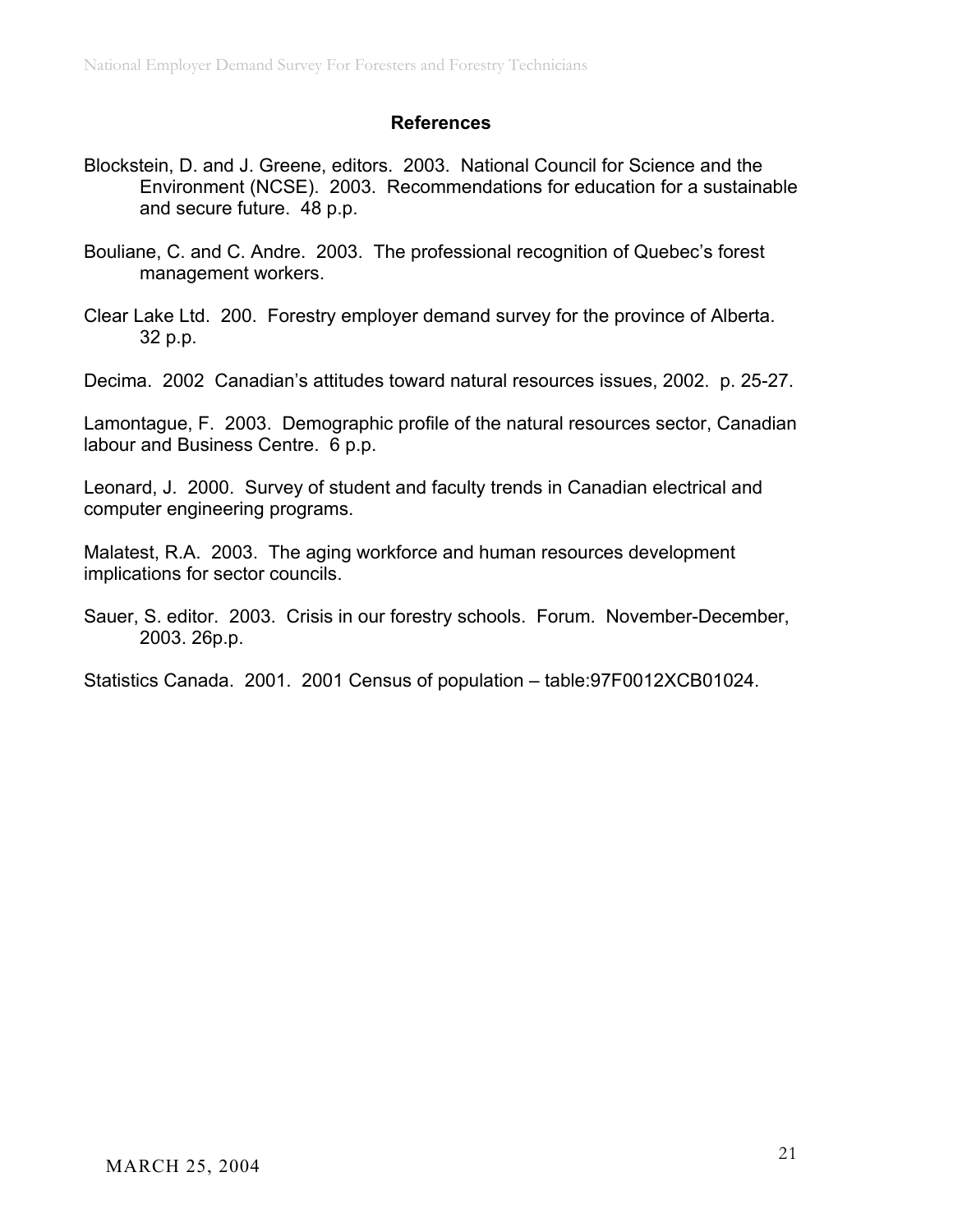# References

Blockstein, D. and J. Greene, editors. 2003. National Council for Science and the Environment (NCSE). 2003. Recommendations for education for a sustainable and secure future. 48 p.p.

Bouliane, C. and C. Andre. 2003. The professional recognition of Quebec's forest management workers.

Clear Lake Ltd. 200. Forestry employer demand survey for the province of Alberta. 32 p.p.

Decima. 2002 Canadian's attitudes toward natural resources issues, 2002. p. 25-27.

Lamontague, F. 2003. Demographic profile of the natural resources sector, Canadian labour and Business Centre. 6 p.p.

Leonard, J. 2000. Survey of student and faculty trends in Canadian electrical and computer engineering programs.

Malatest, R.A. 2003. The aging workforce and human resources development implications for sector councils.

Sauer, S. editor. 2003. Crisis in our forestry schools. Forum. November-December, 2003. 26p.p.

Statistics Canada. 2001. 2001 Census of population – table:97F0012XCB01024.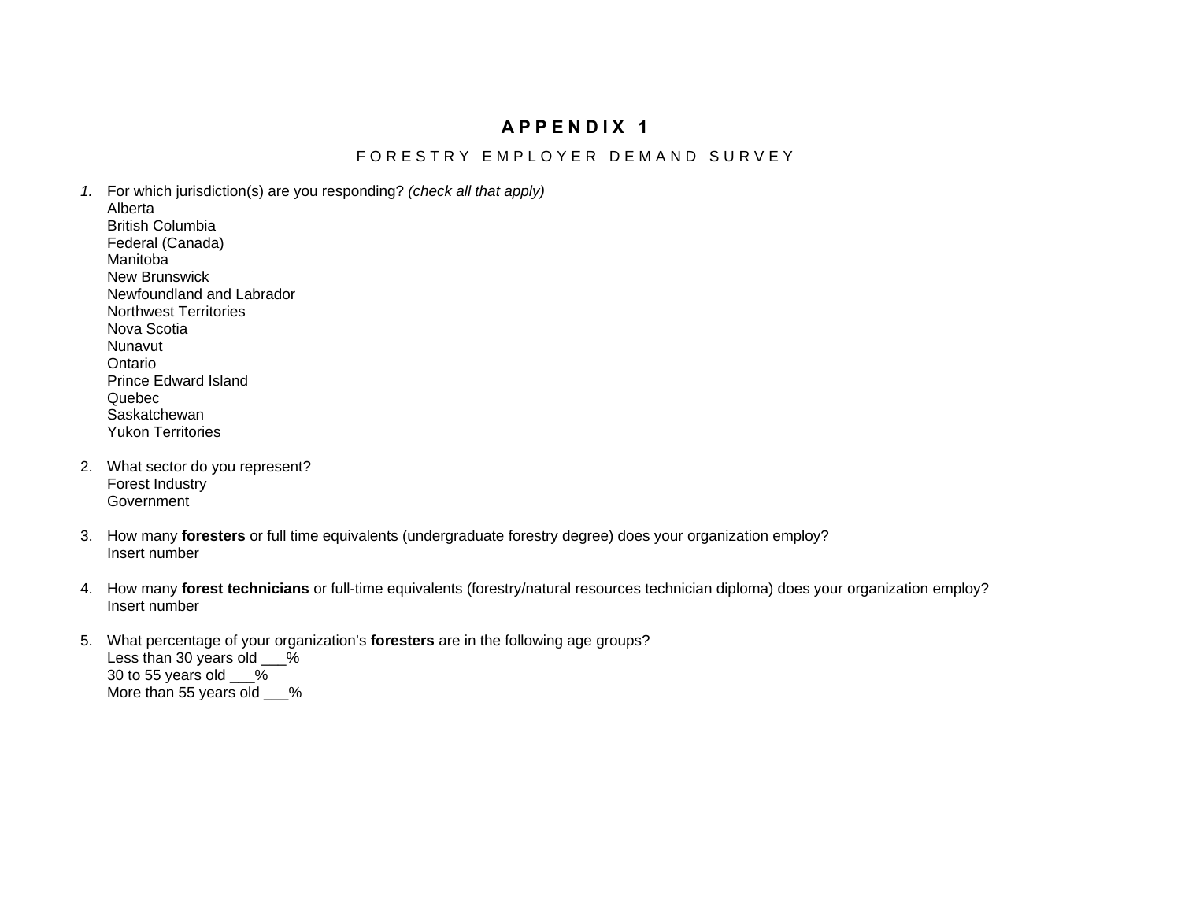# APPENDIX 1

## FORESTRY EMPLOYER DEMAND SURVEY

1. For which jurisdiction(s) are you responding? *(check all that apply)*
   Alberta
   British Columbia
   Federal (Canada)
   Manitoba
   New Brunswick
   Newfoundland and Labrador
   Northwest Territories
   Nova Scotia
   Nunavut
   Ontario
   Prince Edward Island
   Quebec
   Saskatchewan
   Yukon Territories

2. What sector do you represent?
   Forest Industry
   Government

3. How many **foresters** or full time equivalents (undergraduate forestry degree) does your organization employ?
   Insert number

4. How many **forest technicians** or full-time equivalents (forestry/natural resources technician diploma) does your organization employ?
   Insert number

5. What percentage of your organization's **foresters** are in the following age groups?
   Less than 30 years old ___%
   30 to 55 years old ___%
   More than 55 years old ___%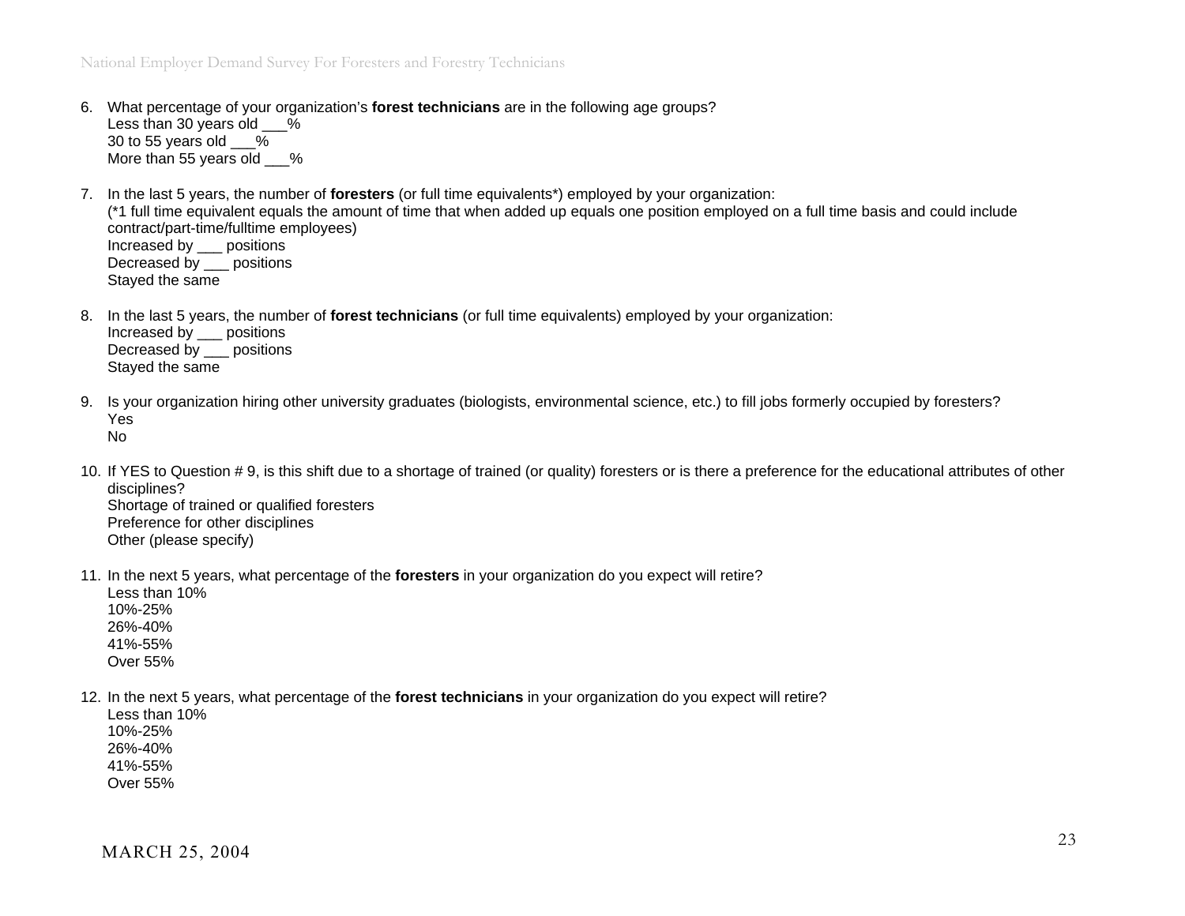6. What percentage of your organization's **forest technicians** are in the following age groups?
   Less than 30 years old ___%
   30 to 55 years old ___%
   More than 55 years old ___%

7. In the last 5 years, the number of **foresters** (or full time equivalents*) employed by your organization:
   (*1 full time equivalent equals the amount of time that when added up equals one position employed on a full time basis and could include contract/part-time/fulltime employees)
   Increased by ___ positions
   Decreased by ___ positions
   Stayed the same

8. In the last 5 years, the number of **forest technicians** (or full time equivalents) employed by your organization:
   Increased by ___ positions
   Decreased by ___ positions
   Stayed the same

9. Is your organization hiring other university graduates (biologists, environmental science, etc.) to fill jobs formerly occupied by foresters?
   Yes
   No

10. If YES to Question # 9, is this shift due to a shortage of trained (or quality) foresters or is there a preference for the educational attributes of other disciplines?
    Shortage of trained or qualified foresters
    Preference for other disciplines
    Other (please specify)

11. In the next 5 years, what percentage of the **foresters** in your organization do you expect will retire?
    Less than 10%
    10%-25%
    26%-40%
    41%-55%
    Over 55%

12. In the next 5 years, what percentage of the **forest technicians** in your organization do you expect will retire?
    Less than 10%
    10%-25%
    26%-40%
    41%-55%
    Over 55%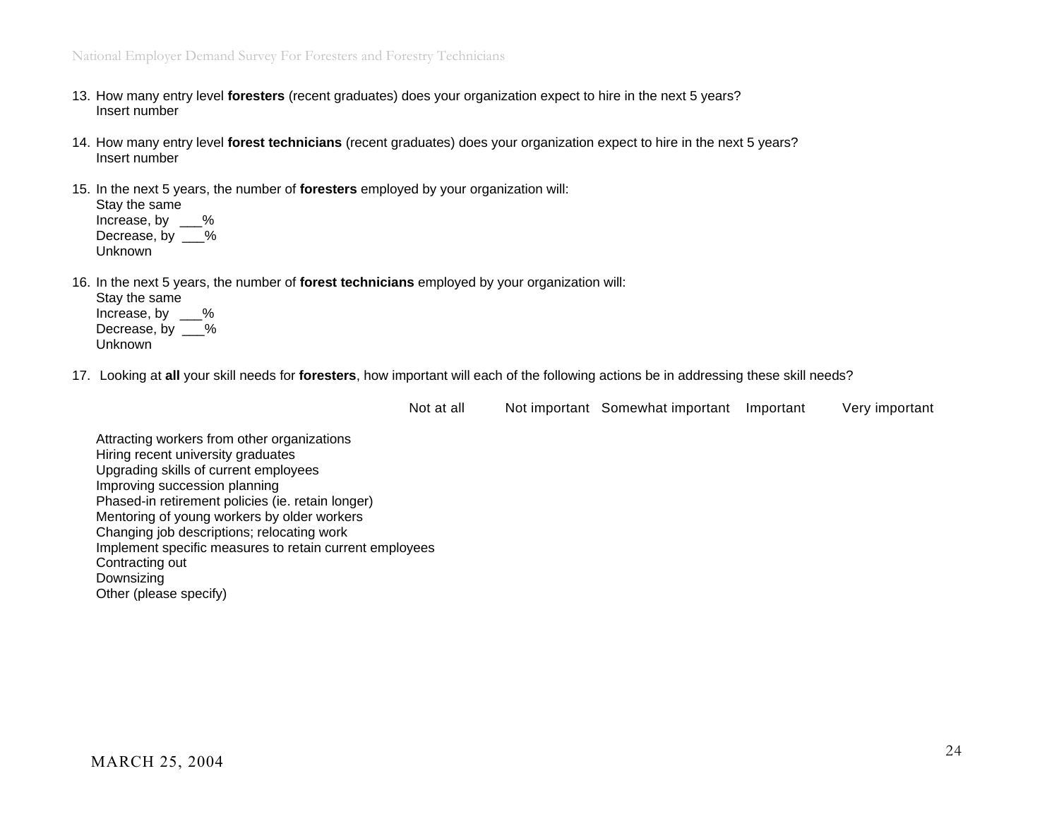13. How many entry level **foresters** (recent graduates) does your organization expect to hire in the next 5 years?
    Insert number

14. How many entry level **forest technicians** (recent graduates) does your organization expect to hire in the next 5 years?
    Insert number

15. In the next 5 years, the number of **foresters** employed by your organization will:
    Stay the same
    Increase, by ___%
    Decrease, by ___%
    Unknown

16. In the next 5 years, the number of **forest technicians** employed by your organization will:
    Stay the same
    Increase, by ___%
    Decrease, by ___%
    Unknown

17. Looking at **all** your skill needs for **foresters**, how important will each of the following actions be in addressing these skill needs?

| | Not at all | Not important | Somewhat important | Important | Very important |
|---|---|---|---|---|---|
| Attracting workers from other organizations | | | | | |
| Hiring recent university graduates | | | | | |
| Upgrading skills of current employees | | | | | |
| Improving succession planning | | | | | |
| Phased-in retirement policies (ie. retain longer) | | | | | |
| Mentoring of young workers by older workers | | | | | |
| Changing job descriptions; relocating work | | | | | |
| Implement specific measures to retain current employees | | | | | |
| Contracting out | | | | | |
| Downsizing | | | | | |
| Other (please specify) | | | | | |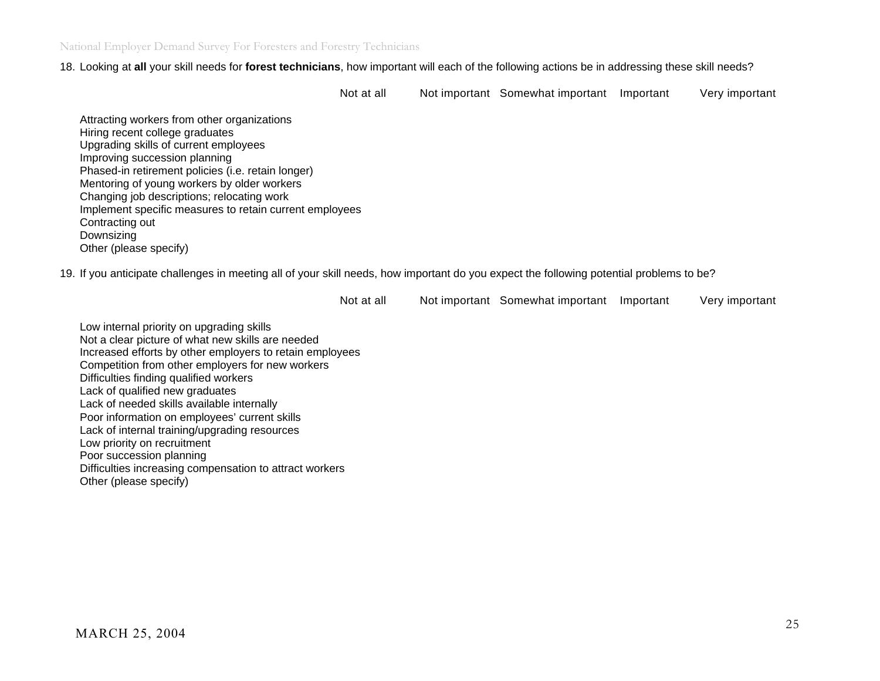18. Looking at **all** your skill needs for **forest technicians**, how important will each of the following actions be in addressing these skill needs?

| | Not at all | Not important | Somewhat important | Important | Very important |
|---|---|---|---|---|---|
| Attracting workers from other organizations | | | | | |
| Hiring recent college graduates | | | | | |
| Upgrading skills of current employees | | | | | |
| Improving succession planning | | | | | |
| Phased-in retirement policies (i.e. retain longer) | | | | | |
| Mentoring of young workers by older workers | | | | | |
| Changing job descriptions; relocating work | | | | | |
| Implement specific measures to retain current employees | | | | | |
| Contracting out | | | | | |
| Downsizing | | | | | |
| Other (please specify) | | | | | |

19. If you anticipate challenges in meeting all of your skill needs, how important do you expect the following potential problems to be?

| | Not at all | Not important | Somewhat important | Important | Very important |
|---|---|---|---|---|---|
| Low internal priority on upgrading skills | | | | | |
| Not a clear picture of what new skills are needed | | | | | |
| Increased efforts by other employers to retain employees | | | | | |
| Competition from other employers for new workers | | | | | |
| Difficulties finding qualified workers | | | | | |
| Lack of qualified new graduates | | | | | |
| Lack of needed skills available internally | | | | | |
| Poor information on employees' current skills | | | | | |
| Lack of internal training/upgrading resources | | | | | |
| Low priority on recruitment | | | | | |
| Poor succession planning | | | | | |
| Difficulties increasing compensation to attract workers | | | | | |
| Other (please specify) | | | | | |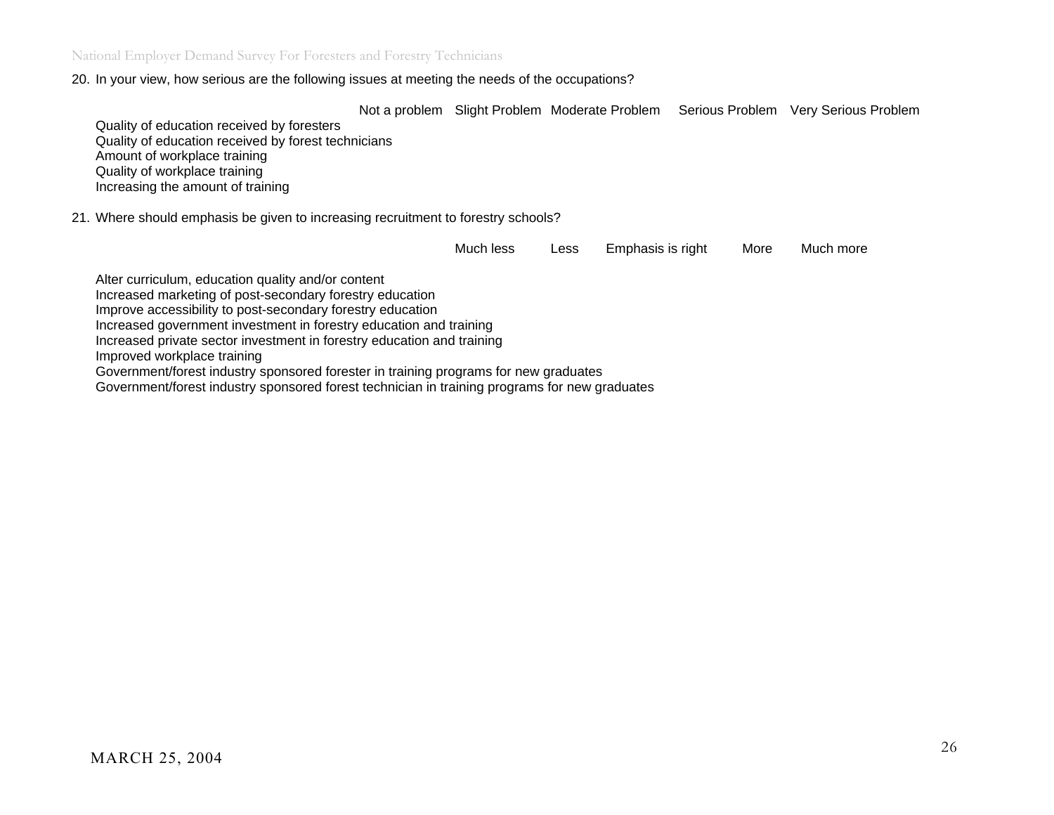20. In your view, how serious are the following issues at meeting the needs of the occupations?

| | Not a problem | Slight Problem | Moderate Problem | Serious Problem | Very Serious Problem |
|---|---|---|---|---|---|
| Quality of education received by foresters | | | | | |
| Quality of education received by forest technicians | | | | | |
| Amount of workplace training | | | | | |
| Quality of workplace training | | | | | |
| Increasing the amount of training | | | | | |

21. Where should emphasis be given to increasing recruitment to forestry schools?

| | Much less | Less | Emphasis is right | More | Much more |
|---|---|---|---|---|---|
| Alter curriculum, education quality and/or content | | | | | |
| Increased marketing of post-secondary forestry education | | | | | |
| Improve accessibility to post-secondary forestry education | | | | | |
| Increased government investment in forestry education and training | | | | | |
| Increased private sector investment in forestry education and training | | | | | |
| Improved workplace training | | | | | |
| Government/forest industry sponsored forester in training programs for new graduates | | | | | |
| Government/forest industry sponsored forest technician in training programs for new graduates | | | | | |